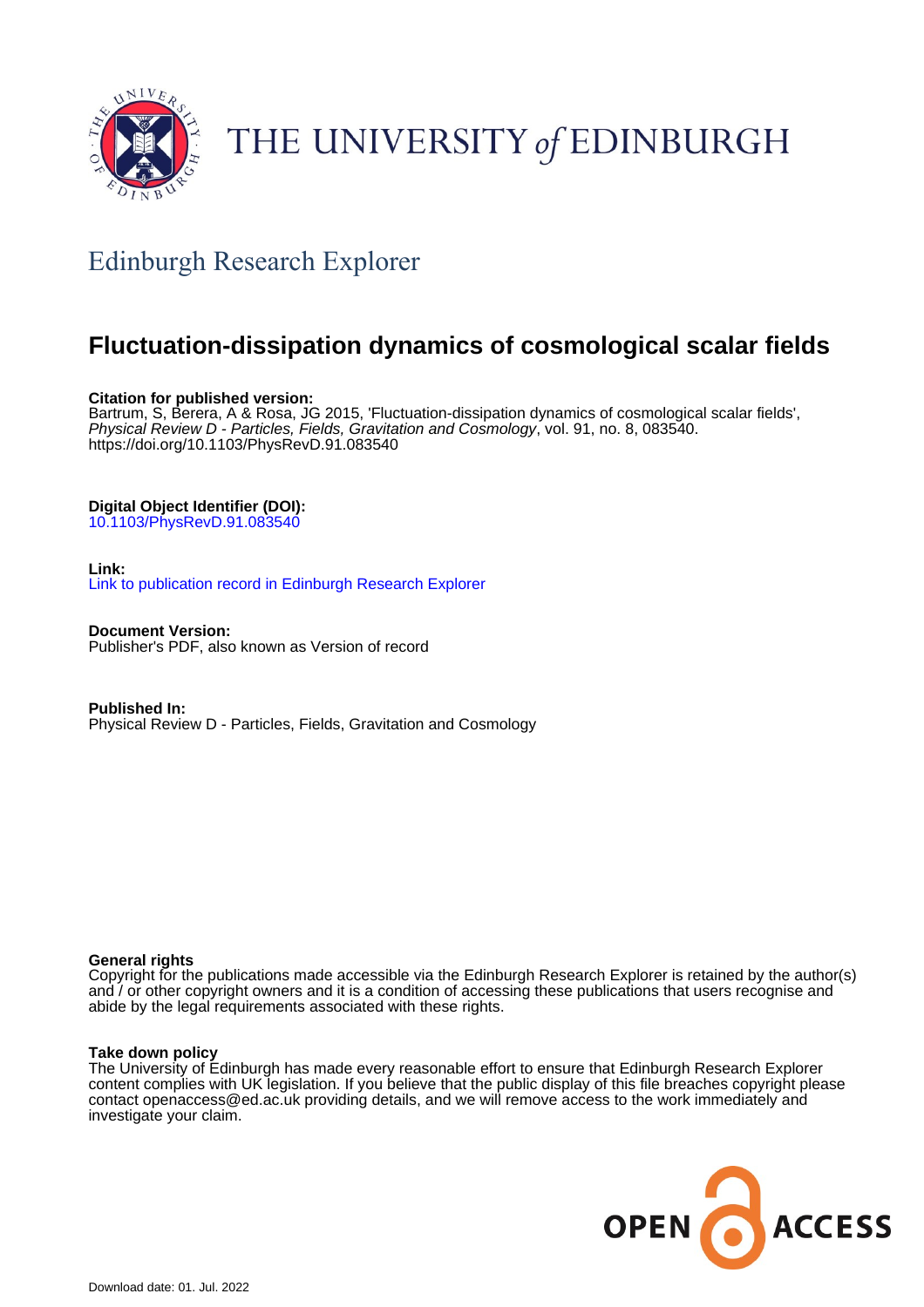THE UNIVERSITY of EDINBURGH

## Edinburgh Research Explorer

# Fluctuation-dissipation dynamics of cosmological scalar fields

**Citation for published version:**
Bartrum, S, Berera, A & Rosa, JG 2015, 'Fluctuation-dissipation dynamics of cosmological scalar fields', *Physical Review D - Particles, Fields, Gravitation and Cosmology*, vol. 91, no. 8, 083540. https://doi.org/10.1103/PhysRevD.91.083540

**Digital Object Identifier (DOI):**
10.1103/PhysRevD.91.083540

**Link:**
Link to publication record in Edinburgh Research Explorer

**Document Version:**
Publisher's PDF, also known as Version of record

**Published In:**
Physical Review D - Particles, Fields, Gravitation and Cosmology

**General rights**
Copyright for the publications made accessible via the Edinburgh Research Explorer is retained by the author(s) and / or other copyright owners and it is a condition of accessing these publications that users recognise and abide by the legal requirements associated with these rights.

**Take down policy**
The University of Edinburgh has made every reasonable effort to ensure that Edinburgh Research Explorer content complies with UK legislation. If you believe that the public display of this file breaches copyright please contact openaccess@ed.ac.uk providing details, and we will remove access to the work immediately and investigate your claim.

OPEN ACCESS

Download date: 01. Jul. 2022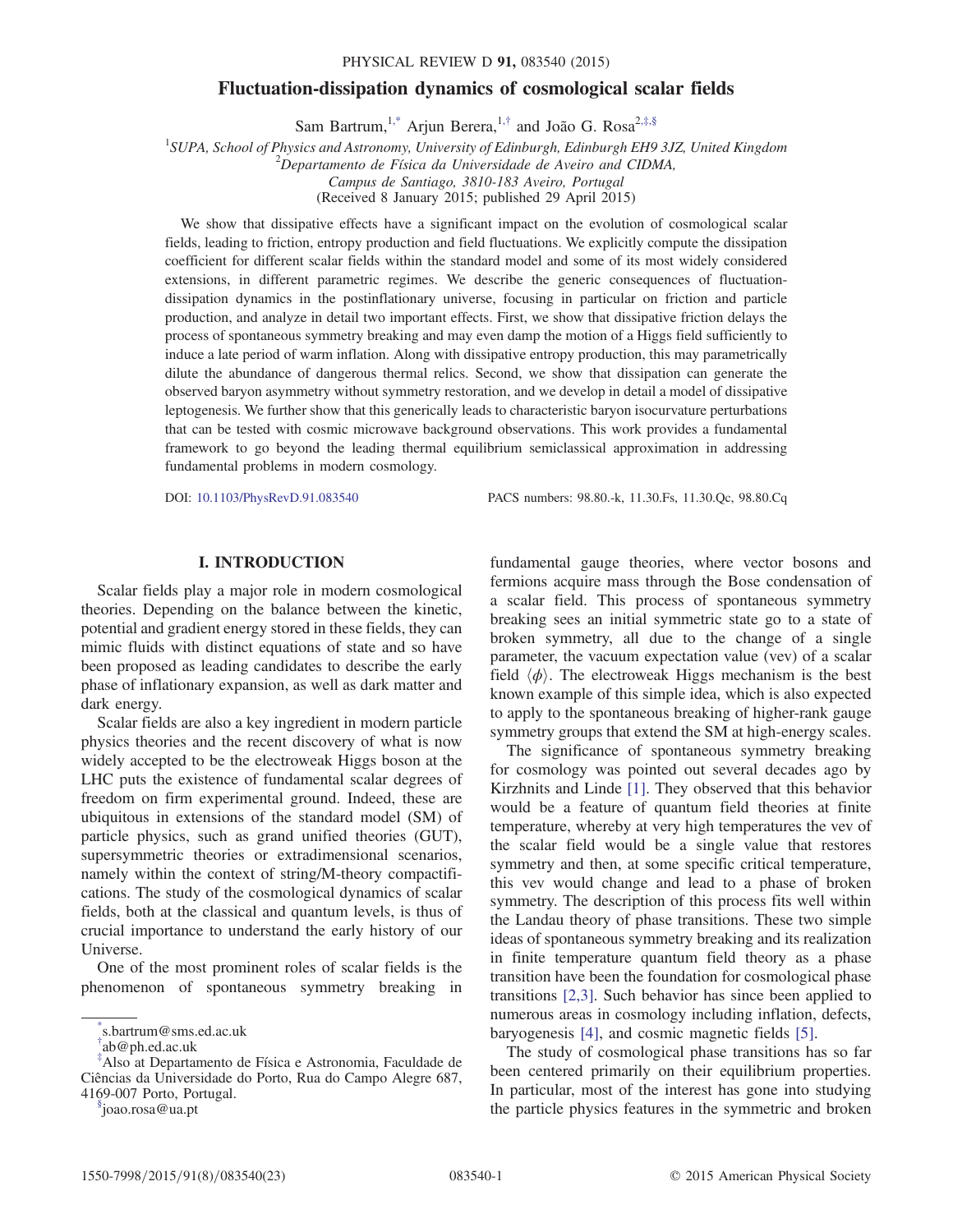# Fluctuation-dissipation dynamics of cosmological scalar fields

Sam Bartrum,[1,*] Arjun Berera,[1,†] and João G. Rosa[2,‡,§]

[1]SUPA, School of Physics and Astronomy, University of Edinburgh, Edinburgh EH9 3JZ, United Kingdom

[2]Departamento de Física da Universidade de Aveiro and CIDMA, Campus de Santiago, 3810-183 Aveiro, Portugal

(Received 8 January 2015; published 29 April 2015)

We show that dissipative effects have a significant impact on the evolution of cosmological scalar fields, leading to friction, entropy production and field fluctuations. We explicitly compute the dissipation coefficient for different scalar fields within the standard model and some of its most widely considered extensions, in different parametric regimes. We describe the generic consequences of fluctuation-dissipation dynamics in the postinflationary universe, focusing in particular on friction and particle production, and analyze in detail two important effects. First, we show that dissipative friction delays the process of spontaneous symmetry breaking and may even damp the motion of a Higgs field sufficiently to induce a late period of warm inflation. Along with dissipative entropy production, this may parametrically dilute the abundance of dangerous thermal relics. Second, we show that dissipation can generate the observed baryon asymmetry without symmetry restoration, and we develop in detail a model of dissipative leptogenesis. We further show that this generically leads to characteristic baryon isocurvature perturbations that can be tested with cosmic microwave background observations. This work provides a fundamental framework to go beyond the leading thermal equilibrium semiclassical approximation in addressing fundamental problems in modern cosmology.

DOI: 10.1103/PhysRevD.91.083540 PACS numbers: 98.80.-k, 11.30.Fs, 11.30.Qc, 98.80.Cq

## I. INTRODUCTION

Scalar fields play a major role in modern cosmological theories. Depending on the balance between the kinetic, potential and gradient energy stored in these fields, they can mimic fluids with distinct equations of state and so have been proposed as leading candidates to describe the early phase of inflationary expansion, as well as dark matter and dark energy.

Scalar fields are also a key ingredient in modern particle physics theories and the recent discovery of what is now widely accepted to be the electroweak Higgs boson at the LHC puts the existence of fundamental scalar degrees of freedom on firm experimental ground. Indeed, these are ubiquitous in extensions of the standard model (SM) of particle physics, such as grand unified theories (GUT), supersymmetric theories or extradimensional scenarios, namely within the context of string/M-theory compactifications. The study of the cosmological dynamics of scalar fields, both at the classical and quantum levels, is thus of crucial importance to understand the early history of our Universe.

One of the most prominent roles of scalar fields is the phenomenon of spontaneous symmetry breaking in fundamental gauge theories, where vector bosons and fermions acquire mass through the Bose condensation of a scalar field. This process of spontaneous symmetry breaking sees an initial symmetric state go to a state of broken symmetry, all due to the change of a single parameter, the vacuum expectation value (vev) of a scalar field $\langle\phi\rangle$. The electroweak Higgs mechanism is the best known example of this simple idea, which is also expected to apply to the spontaneous breaking of higher-rank gauge symmetry groups that extend the SM at high-energy scales.

The significance of spontaneous symmetry breaking for cosmology was pointed out several decades ago by Kirzhnits and Linde [1]. They observed that this behavior would be a feature of quantum field theories at finite temperature, whereby at very high temperatures the vev of the scalar field would be a single value that restores symmetry and then, at some specific critical temperature, this vev would change and lead to a phase of broken symmetry. The description of this process fits well within the Landau theory of phase transitions. These two simple ideas of spontaneous symmetry breaking and its realization in finite temperature quantum field theory as a phase transition have been the foundation for cosmological phase transitions [2,3]. Such behavior has since been applied to numerous areas in cosmology including inflation, defects, baryogenesis [4], and cosmic magnetic fields [5].

The study of cosmological phase transitions has so far been centered primarily on their equilibrium properties. In particular, most of the interest has gone into studying the particle physics features in the symmetric and broken

---

*s.bartrum@sms.ed.ac.uk

†ab@ph.ed.ac.uk

‡Also at Departamento de Física e Astronomia, Faculdade de Ciências da Universidade do Porto, Rua do Campo Alegre 687, 4169-007 Porto, Portugal.

§joao.rosa@ua.pt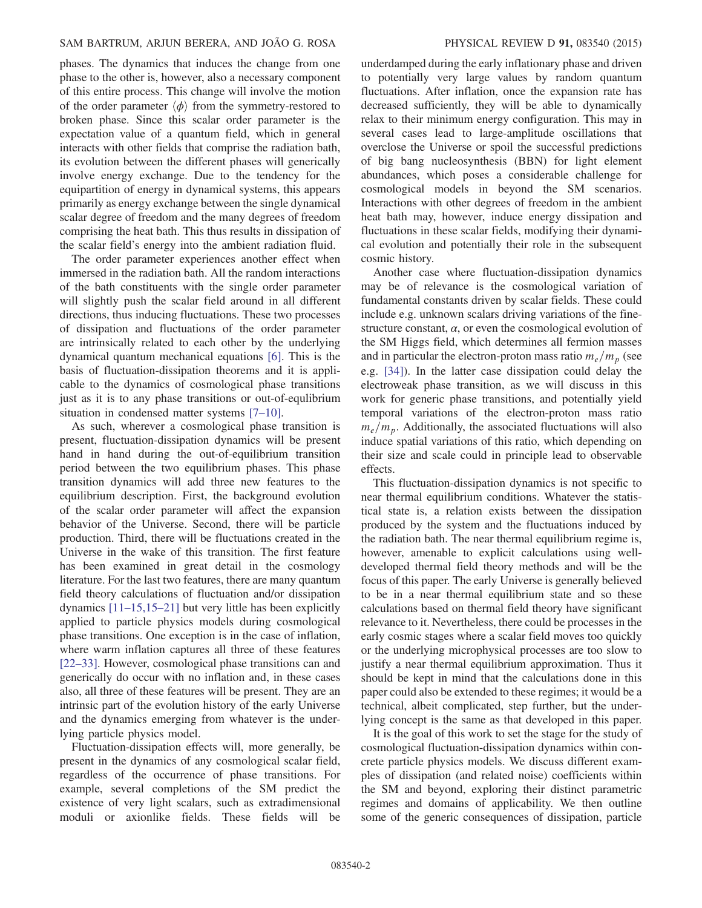phases. The dynamics that induces the change from one phase to the other is, however, also a necessary component of this entire process. This change will involve the motion of the order parameter $\langle\phi\rangle$ from the symmetry-restored to broken phase. Since this scalar order parameter is the expectation value of a quantum field, which in general interacts with other fields that comprise the radiation bath, its evolution between the different phases will generically involve energy exchange. Due to the tendency for the equipartition of energy in dynamical systems, this appears primarily as energy exchange between the single dynamical scalar degree of freedom and the many degrees of freedom comprising the heat bath. This thus results in dissipation of the scalar field's energy into the ambient radiation fluid.

The order parameter experiences another effect when immersed in the radiation bath. All the random interactions of the bath constituents with the single order parameter will slightly push the scalar field around in all different directions, thus inducing fluctuations. These two processes of dissipation and fluctuations of the order parameter are intrinsically related to each other by the underlying dynamical quantum mechanical equations [6]. This is the basis of fluctuation-dissipation theorems and it is applicable to the dynamics of cosmological phase transitions just as it is to any phase transitions or out-of-equlibrium situation in condensed matter systems [7–10].

As such, wherever a cosmological phase transition is present, fluctuation-dissipation dynamics will be present hand in hand during the out-of-equilibrium transition period between the two equilibrium phases. This phase transition dynamics will add three new features to the equilibrium description. First, the background evolution of the scalar order parameter will affect the expansion behavior of the Universe. Second, there will be particle production. Third, there will be fluctuations created in the Universe in the wake of this transition. The first feature has been examined in great detail in the cosmology literature. For the last two features, there are many quantum field theory calculations of fluctuation and/or dissipation dynamics [11–15,15–21] but very little has been explicitly applied to particle physics models during cosmological phase transitions. One exception is in the case of inflation, where warm inflation captures all three of these features [22–33]. However, cosmological phase transitions can and generically do occur with no inflation and, in these cases also, all three of these features will be present. They are an intrinsic part of the evolution history of the early Universe and the dynamics emerging from whatever is the underlying particle physics model.

Fluctuation-dissipation effects will, more generally, be present in the dynamics of any cosmological scalar field, regardless of the occurrence of phase transitions. For example, several completions of the SM predict the existence of very light scalars, such as extradimensional moduli or axionlike fields. These fields will be underdamped during the early inflationary phase and driven to potentially very large values by random quantum fluctuations. After inflation, once the expansion rate has decreased sufficiently, they will be able to dynamically relax to their minimum energy configuration. This may in several cases lead to large-amplitude oscillations that overclose the Universe or spoil the successful predictions of big bang nucleosynthesis (BBN) for light element abundances, which poses a considerable challenge for cosmological models in beyond the SM scenarios. Interactions with other degrees of freedom in the ambient heat bath may, however, induce energy dissipation and fluctuations in these scalar fields, modifying their dynamical evolution and potentially their role in the subsequent cosmic history.

Another case where fluctuation-dissipation dynamics may be of relevance is the cosmological variation of fundamental constants driven by scalar fields. These could include e.g. unknown scalars driving variations of the fine-structure constant, $\alpha$, or even the cosmological evolution of the SM Higgs field, which determines all fermion masses and in particular the electron-proton mass ratio $m_e/m_p$ (see e.g. [34]). In the latter case dissipation could delay the electroweak phase transition, as we will discuss in this work for generic phase transitions, and potentially yield temporal variations of the electron-proton mass ratio $m_e/m_p$. Additionally, the associated fluctuations will also induce spatial variations of this ratio, which depending on their size and scale could in principle lead to observable effects.

This fluctuation-dissipation dynamics is not specific to near thermal equilibrium conditions. Whatever the statistical state is, a relation exists between the dissipation produced by the system and the fluctuations induced by the radiation bath. The near thermal equilibrium regime is, however, amenable to explicit calculations using well-developed thermal field theory methods and will be the focus of this paper. The early Universe is generally believed to be in a near thermal equilibrium state and so these calculations based on thermal field theory have significant relevance to it. Nevertheless, there could be processes in the early cosmic stages where a scalar field moves too quickly or the underlying microphysical processes are too slow to justify a near thermal equilibrium approximation. Thus it should be kept in mind that the calculations done in this paper could also be extended to these regimes; it would be a technical, albeit complicated, step further, but the underlying concept is the same as that developed in this paper.

It is the goal of this work to set the stage for the study of cosmological fluctuation-dissipation dynamics within concrete particle physics models. We discuss different examples of dissipation (and related noise) coefficients within the SM and beyond, exploring their distinct parametric regimes and domains of applicability. We then outline some of the generic consequences of dissipation, particle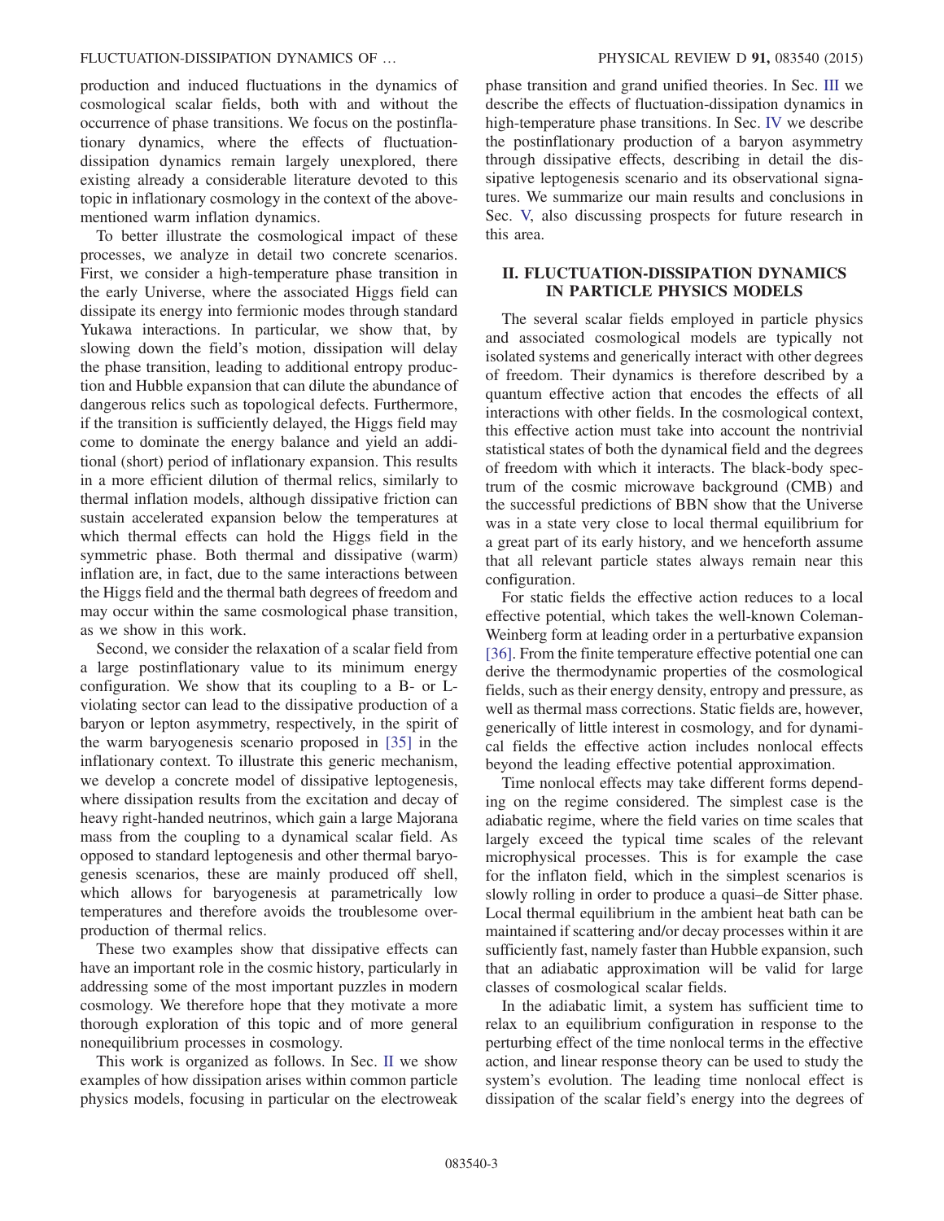production and induced fluctuations in the dynamics of cosmological scalar fields, both with and without the occurrence of phase transitions. We focus on the postinflationary dynamics, where the effects of fluctuation-dissipation dynamics remain largely unexplored, there existing already a considerable literature devoted to this topic in inflationary cosmology in the context of the abovementioned warm inflation dynamics.

To better illustrate the cosmological impact of these processes, we analyze in detail two concrete scenarios. First, we consider a high-temperature phase transition in the early Universe, where the associated Higgs field can dissipate its energy into fermionic modes through standard Yukawa interactions. In particular, we show that, by slowing down the field's motion, dissipation will delay the phase transition, leading to additional entropy production and Hubble expansion that can dilute the abundance of dangerous relics such as topological defects. Furthermore, if the transition is sufficiently delayed, the Higgs field may come to dominate the energy balance and yield an additional (short) period of inflationary expansion. This results in a more efficient dilution of thermal relics, similarly to thermal inflation models, although dissipative friction can sustain accelerated expansion below the temperatures at which thermal effects can hold the Higgs field in the symmetric phase. Both thermal and dissipative (warm) inflation are, in fact, due to the same interactions between the Higgs field and the thermal bath degrees of freedom and may occur within the same cosmological phase transition, as we show in this work.

Second, we consider the relaxation of a scalar field from a large postinflationary value to its minimum energy configuration. We show that its coupling to a B- or L-violating sector can lead to the dissipative production of a baryon or lepton asymmetry, respectively, in the spirit of the warm baryogenesis scenario proposed in [35] in the inflationary context. To illustrate this generic mechanism, we develop a concrete model of dissipative leptogenesis, where dissipation results from the excitation and decay of heavy right-handed neutrinos, which gain a large Majorana mass from the coupling to a dynamical scalar field. As opposed to standard leptogenesis and other thermal baryogenesis scenarios, these are mainly produced off shell, which allows for baryogenesis at parametrically low temperatures and therefore avoids the troublesome overproduction of thermal relics.

These two examples show that dissipative effects can have an important role in the cosmic history, particularly in addressing some of the most important puzzles in modern cosmology. We therefore hope that they motivate a more thorough exploration of this topic and of more general nonequilibrium processes in cosmology.

This work is organized as follows. In Sec. II we show examples of how dissipation arises within common particle physics models, focusing in particular on the electroweak phase transition and grand unified theories. In Sec. III we describe the effects of fluctuation-dissipation dynamics in high-temperature phase transitions. In Sec. IV we describe the postinflationary production of a baryon asymmetry through dissipative effects, describing in detail the dissipative leptogenesis scenario and its observational signatures. We summarize our main results and conclusions in Sec. V, also discussing prospects for future research in this area.

## II. FLUCTUATION-DISSIPATION DYNAMICS IN PARTICLE PHYSICS MODELS

The several scalar fields employed in particle physics and associated cosmological models are typically not isolated systems and generically interact with other degrees of freedom. Their dynamics is therefore described by a quantum effective action that encodes the effects of all interactions with other fields. In the cosmological context, this effective action must take into account the nontrivial statistical states of both the dynamical field and the degrees of freedom with which it interacts. The black-body spectrum of the cosmic microwave background (CMB) and the successful predictions of BBN show that the Universe was in a state very close to local thermal equilibrium for a great part of its early history, and we henceforth assume that all relevant particle states always remain near this configuration.

For static fields the effective action reduces to a local effective potential, which takes the well-known Coleman-Weinberg form at leading order in a perturbative expansion [36]. From the finite temperature effective potential one can derive the thermodynamic properties of the cosmological fields, such as their energy density, entropy and pressure, as well as thermal mass corrections. Static fields are, however, generically of little interest in cosmology, and for dynamical fields the effective action includes nonlocal effects beyond the leading effective potential approximation.

Time nonlocal effects may take different forms depending on the regime considered. The simplest case is the adiabatic regime, where the field varies on time scales that largely exceed the typical time scales of the relevant microphysical processes. This is for example the case for the inflaton field, which in the simplest scenarios is slowly rolling in order to produce a quasi–de Sitter phase. Local thermal equilibrium in the ambient heat bath can be maintained if scattering and/or decay processes within it are sufficiently fast, namely faster than Hubble expansion, such that an adiabatic approximation will be valid for large classes of cosmological scalar fields.

In the adiabatic limit, a system has sufficient time to relax to an equilibrium configuration in response to the perturbing effect of the time nonlocal terms in the effective action, and linear response theory can be used to study the system's evolution. The leading time nonlocal effect is dissipation of the scalar field's energy into the degrees of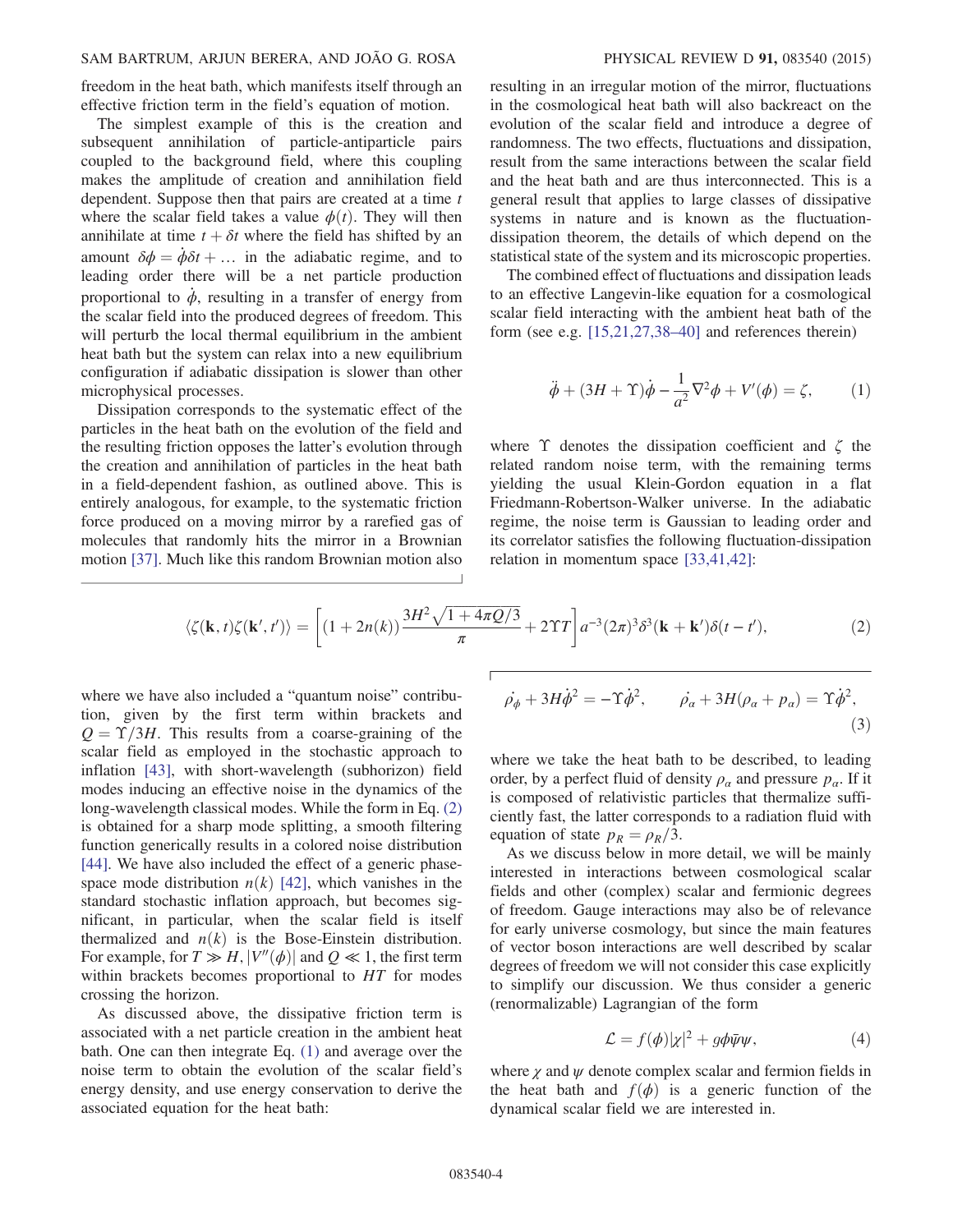freedom in the heat bath, which manifests itself through an effective friction term in the field's equation of motion.

The simplest example of this is the creation and subsequent annihilation of particle-antiparticle pairs coupled to the background field, where this coupling makes the amplitude of creation and annihilation field dependent. Suppose then that pairs are created at a time $t$ where the scalar field takes a value $\phi(t)$. They will then annihilate at time $t + \delta t$ where the field has shifted by an amount $\delta\phi = \dot{\phi}\delta t + \ldots$ in the adiabatic regime, and to leading order there will be a net particle production proportional to $\dot{\phi}$, resulting in a transfer of energy from the scalar field into the produced degrees of freedom. This will perturb the local thermal equilibrium in the ambient heat bath but the system can relax into a new equilibrium configuration if adiabatic dissipation is slower than other microphysical processes.

Dissipation corresponds to the systematic effect of the particles in the heat bath on the evolution of the field and the resulting friction opposes the latter's evolution through the creation and annihilation of particles in the heat bath in a field-dependent fashion, as outlined above. This is entirely analogous, for example, to the systematic friction force produced on a moving mirror by a rarefied gas of molecules that randomly hits the mirror in a Brownian motion [37]. Much like this random Brownian motion also resulting in an irregular motion of the mirror, fluctuations in the cosmological heat bath will also backreact on the evolution of the scalar field and introduce a degree of randomness. The two effects, fluctuations and dissipation, result from the same interactions between the scalar field and the heat bath and are thus interconnected. This is a general result that applies to large classes of dissipative systems in nature and is known as the fluctuation-dissipation theorem, the details of which depend on the statistical state of the system and its microscopic properties.

The combined effect of fluctuations and dissipation leads to an effective Langevin-like equation for a cosmological scalar field interacting with the ambient heat bath of the form (see e.g. [15,21,27,38–40] and references therein)

$$\ddot{\phi} + (3H + \Upsilon)\dot{\phi} - \frac{1}{a^2}\nabla^2\phi + V'(\phi) = \zeta, \qquad (1)$$

where $\Upsilon$ denotes the dissipation coefficient and $\zeta$ the related random noise term, with the remaining terms yielding the usual Klein-Gordon equation in a flat Friedmann-Robertson-Walker universe. In the adiabatic regime, the noise term is Gaussian to leading order and its correlator satisfies the following fluctuation-dissipation relation in momentum space [33,41,42]:

$$\langle\zeta(\mathbf{k},t)\zeta(\mathbf{k}',t')\rangle = \left[(1+2n(k))\frac{3H^2\sqrt{1+4\pi Q/3}}{\pi} + 2\Upsilon T\right]a^{-3}(2\pi)^3\delta^3(\mathbf{k}+\mathbf{k}')\delta(t-t'), \qquad (2)$$

where we have also included a "quantum noise" contribution, given by the first term within brackets and $Q = \Upsilon/3H$. This results from a coarse-graining of the scalar field as employed in the stochastic approach to inflation [43], with short-wavelength (subhorizon) field modes inducing an effective noise in the dynamics of the long-wavelength classical modes. While the form in Eq. (2) is obtained for a sharp mode splitting, a smooth filtering function generically results in a colored noise distribution [44]. We have also included the effect of a generic phase-space mode distribution $n(k)$ [42], which vanishes in the standard stochastic inflation approach, but becomes significant, in particular, when the scalar field is itself thermalized and $n(k)$ is the Bose-Einstein distribution. For example, for $T \gg H, |V''(\phi)|$ and $Q \ll 1$, the first term within brackets becomes proportional to $HT$ for modes crossing the horizon.

As discussed above, the dissipative friction term is associated with a net particle creation in the ambient heat bath. One can then integrate Eq. (1) and average over the noise term to obtain the evolution of the scalar field's energy density, and use energy conservation to derive the associated equation for the heat bath:

$$\dot{\rho}_\phi + 3H\dot{\phi}^2 = -\Upsilon\dot{\phi}^2, \qquad \dot{\rho}_\alpha + 3H(\rho_\alpha + p_\alpha) = \Upsilon\dot{\phi}^2, \qquad (3)$$

where we take the heat bath to be described, to leading order, by a perfect fluid of density $\rho_\alpha$ and pressure $p_\alpha$. If it is composed of relativistic particles that thermalize sufficiently fast, the latter corresponds to a radiation fluid with equation of state $p_R = \rho_R/3$.

As we discuss below in more detail, we will be mainly interested in interactions between cosmological scalar fields and other (complex) scalar and fermionic degrees of freedom. Gauge interactions may also be of relevance for early universe cosmology, but since the main features of vector boson interactions are well described by scalar degrees of freedom we will not consider this case explicitly to simplify our discussion. We thus consider a generic (renormalizable) Lagrangian of the form

$$\mathcal{L} = f(\phi)|\chi|^2 + g\phi\bar{\psi}\psi, \qquad (4)$$

where $\chi$ and $\psi$ denote complex scalar and fermion fields in the heat bath and $f(\phi)$ is a generic function of the dynamical scalar field we are interested in.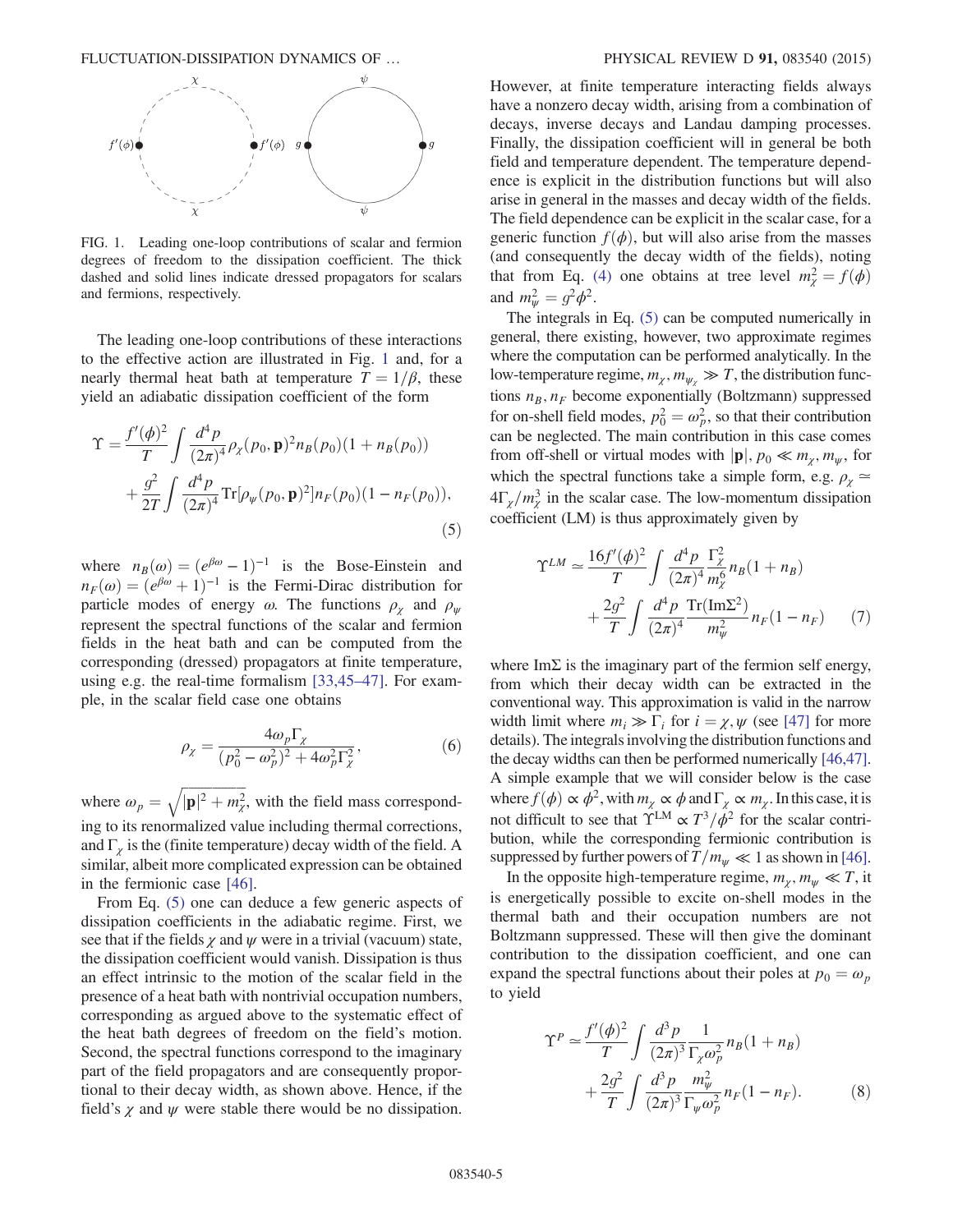FIG. 1. Leading one-loop contributions of scalar and fermion degrees of freedom to the dissipation coefficient. The thick dashed and solid lines indicate dressed propagators for scalars and fermions, respectively.

The leading one-loop contributions of these interactions to the effective action are illustrated in Fig. 1 and, for a nearly thermal heat bath at temperature $T = 1/\beta$, these yield an adiabatic dissipation coefficient of the form

$$\Upsilon = \frac{f'(\phi)^2}{T}\int \frac{d^4p}{(2\pi)^4}\rho_\chi(p_0,\mathbf{p})^2 n_B(p_0)(1+n_B(p_0)) + \frac{g^2}{2T}\int \frac{d^4p}{(2\pi)^4}\mathrm{Tr}[\rho_\psi(p_0,\mathbf{p})^2] n_F(p_0)(1-n_F(p_0)), \tag{5}$$

where $n_B(\omega) = (e^{\beta\omega}-1)^{-1}$ is the Bose-Einstein and $n_F(\omega) = (e^{\beta\omega}+1)^{-1}$ is the Fermi-Dirac distribution for particle modes of energy $\omega$. The functions $\rho_\chi$ and $\rho_\psi$ represent the spectral functions of the scalar and fermion fields in the heat bath and can be computed from the corresponding (dressed) propagators at finite temperature, using e.g. the real-time formalism [33,45–47]. For example, in the scalar field case one obtains

$$\rho_\chi = \frac{4\omega_p\Gamma_\chi}{(p_0^2-\omega_p^2)^2 + 4\omega_p^2\Gamma_\chi^2}, \tag{6}$$

where $\omega_p = \sqrt{|\mathbf{p}|^2 + m_\chi^2}$, with the field mass corresponding to its renormalized value including thermal corrections, and $\Gamma_\chi$ is the (finite temperature) decay width of the field. A similar, albeit more complicated expression can be obtained in the fermionic case [46].

From Eq. (5) one can deduce a few generic aspects of dissipation coefficients in the adiabatic regime. First, we see that if the fields $\chi$ and $\psi$ were in a trivial (vacuum) state, the dissipation coefficient would vanish. Dissipation is thus an effect intrinsic to the motion of the scalar field in the presence of a heat bath with nontrivial occupation numbers, corresponding as argued above to the systematic effect of the heat bath degrees of freedom on the field's motion. Second, the spectral functions correspond to the imaginary part of the field propagators and are consequently proportional to their decay width, as shown above. Hence, if the field's $\chi$ and $\psi$ were stable there would be no dissipation. However, at finite temperature interacting fields always have a nonzero decay width, arising from a combination of decays, inverse decays and Landau damping processes. Finally, the dissipation coefficient will in general be both field and temperature dependent. The temperature dependence is explicit in the distribution functions but will also arise in general in the masses and decay width of the fields. The field dependence can be explicit in the scalar case, for a generic function $f(\phi)$, but will also arise from the masses (and consequently the decay width of the fields), noting that from Eq. (4) one obtains at tree level $m_\chi^2 = f(\phi)$ and $m_\psi^2 = g^2\phi^2$.

The integrals in Eq. (5) can be computed numerically in general, there existing, however, two approximate regimes where the computation can be performed analytically. In the low-temperature regime, $m_\chi, m_{\psi_\chi} \gg T$, the distribution functions $n_B, n_F$ become exponentially (Boltzmann) suppressed for on-shell field modes, $p_0^2 = \omega_p^2$, so that their contribution can be neglected. The main contribution in this case comes from off-shell or virtual modes with $|\mathbf{p}|, p_0 \ll m_\chi, m_\psi$, for which the spectral functions take a simple form, e.g. $\rho_\chi \simeq 4\Gamma_\chi/m_\chi^3$ in the scalar case. The low-momentum dissipation coefficient (LM) is thus approximately given by

$$\Upsilon^{LM} \simeq \frac{16f'(\phi)^2}{T}\int \frac{d^4p}{(2\pi)^4}\frac{\Gamma_\chi^2}{m_\chi^6} n_B(1+n_B) + \frac{2g^2}{T}\int \frac{d^4p}{(2\pi)^4}\frac{\mathrm{Tr}(\mathrm{Im}\Sigma^2)}{m_\psi^2} n_F(1-n_F) \tag{7}$$

where $\mathrm{Im}\Sigma$ is the imaginary part of the fermion self energy, from which their decay width can be extracted in the conventional way. This approximation is valid in the narrow width limit where $m_i \gg \Gamma_i$ for $i = \chi, \psi$ (see [47] for more details). The integrals involving the distribution functions and the decay widths can then be performed numerically [46,47]. A simple example that we will consider below is the case where $f(\phi) \propto \phi^2$, with $m_\chi \propto \phi$ and $\Gamma_\chi \propto m_\chi$. In this case, it is not difficult to see that $\Upsilon^{\mathrm{LM}} \propto T^3/\phi^2$ for the scalar contribution, while the corresponding fermionic contribution is suppressed by further powers of $T/m_\psi \ll 1$ as shown in [46].

In the opposite high-temperature regime, $m_\chi, m_\psi \ll T$, it is energetically possible to excite on-shell modes in the thermal bath and their occupation numbers are not Boltzmann suppressed. These will then give the dominant contribution to the dissipation coefficient, and one can expand the spectral functions about their poles at $p_0 = \omega_p$ to yield

$$\Upsilon^P \simeq \frac{f'(\phi)^2}{T}\int \frac{d^3p}{(2\pi)^3}\frac{1}{\Gamma_\chi\omega_p^2} n_B(1+n_B) + \frac{2g^2}{T}\int \frac{d^3p}{(2\pi)^3}\frac{m_\psi^2}{\Gamma_\psi\omega_p^2} n_F(1-n_F). \tag{8}$$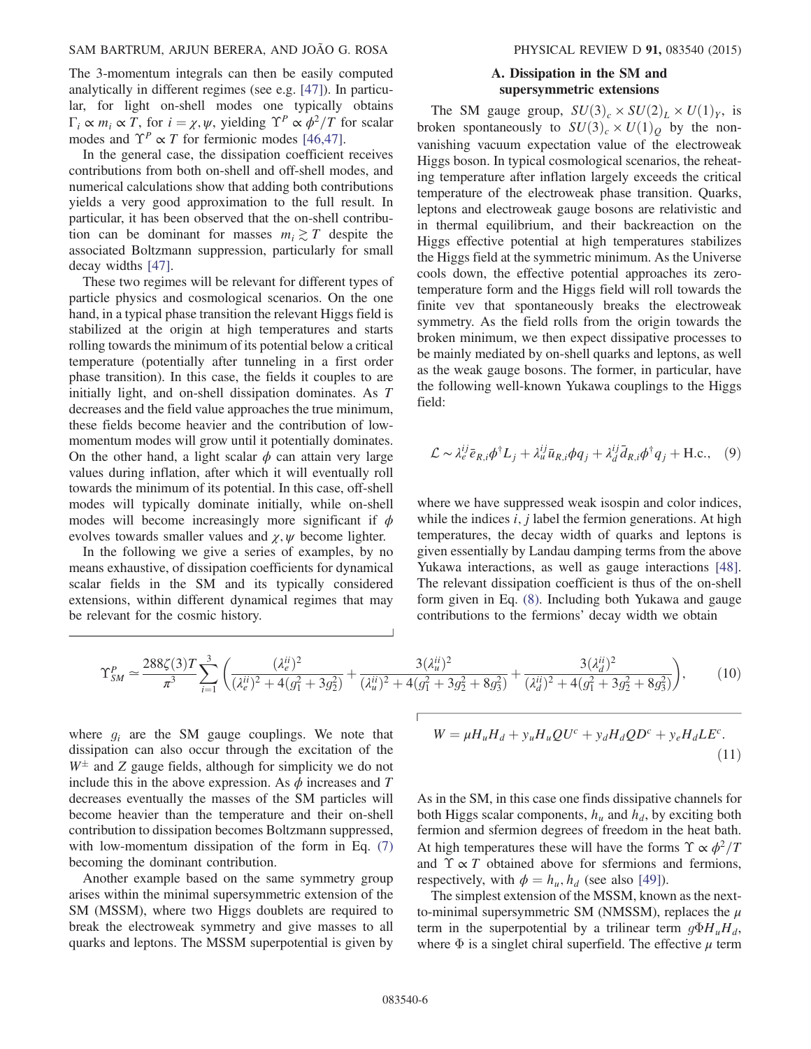The 3-momentum integrals can then be easily computed analytically in different regimes (see e.g. [47]). In particular, for light on-shell modes one typically obtains $\Gamma_i \propto m_i \propto T$, for $i = \chi, \psi$, yielding $\Upsilon^P \propto \phi^2/T$ for scalar modes and $\Upsilon^P \propto T$ for fermionic modes [46,47].

In the general case, the dissipation coefficient receives contributions from both on-shell and off-shell modes, and numerical calculations show that adding both contributions yields a very good approximation to the full result. In particular, it has been observed that the on-shell contribution can be dominant for masses $m_i \gtrsim T$ despite the associated Boltzmann suppression, particularly for small decay widths [47].

These two regimes will be relevant for different types of particle physics and cosmological scenarios. On the one hand, in a typical phase transition the relevant Higgs field is stabilized at the origin at high temperatures and starts rolling towards the minimum of its potential below a critical temperature (potentially after tunneling in a first order phase transition). In this case, the fields it couples to are initially light, and on-shell dissipation dominates. As $T$ decreases and the field value approaches the true minimum, these fields become heavier and the contribution of low-momentum modes will grow until it potentially dominates. On the other hand, a light scalar $\phi$ can attain very large values during inflation, after which it will eventually roll towards the minimum of its potential. In this case, off-shell modes will typically dominate initially, while on-shell modes will become increasingly more significant if $\phi$ evolves towards smaller values and $\chi, \psi$ become lighter.

In the following we give a series of examples, by no means exhaustive, of dissipation coefficients for dynamical scalar fields in the SM and its typically considered extensions, within different dynamical regimes that may be relevant for the cosmic history.

### A. Dissipation in the SM and supersymmetric extensions

The SM gauge group, $SU(3)_c \times SU(2)_L \times U(1)_Y$, is broken spontaneously to $SU(3)_c \times U(1)_Q$ by the non-vanishing vacuum expectation value of the electroweak Higgs boson. In typical cosmological scenarios, the reheating temperature after inflation largely exceeds the critical temperature of the electroweak phase transition. Quarks, leptons and electroweak gauge bosons are relativistic and in thermal equilibrium, and their backreaction on the Higgs effective potential at high temperatures stabilizes the Higgs field at the symmetric minimum. As the Universe cools down, the effective potential approaches its zero-temperature form and the Higgs field will roll towards the finite vev that spontaneously breaks the electroweak symmetry. As the field rolls from the origin towards the broken minimum, we then expect dissipative processes to be mainly mediated by on-shell quarks and leptons, as well as the weak gauge bosons. The former, in particular, have the following well-known Yukawa couplings to the Higgs field:

$$\mathcal{L} \sim \lambda_e^{ij} \bar{e}_{R,i} \phi^\dagger L_j + \lambda_u^{ij} \bar{u}_{R,i} \phi q_j + \lambda_d^{ij} \bar{d}_{R,i} \phi^\dagger q_j + \text{H.c.}, \quad (9)$$

where we have suppressed weak isospin and color indices, while the indices $i, j$ label the fermion generations. At high temperatures, the decay width of quarks and leptons is given essentially by Landau damping terms from the above Yukawa interactions, as well as gauge interactions [48]. The relevant dissipation coefficient is thus of the on-shell form given in Eq. (8). Including both Yukawa and gauge contributions to the fermions' decay width we obtain

$$\Upsilon_{SM}^P \simeq \frac{288\zeta(3)T}{\pi^3} \sum_{i=1}^{3} \left( \frac{(\lambda_e^{ii})^2}{(\lambda_e^{ii})^2 + 4(g_1^2 + 3g_2^2)} + \frac{3(\lambda_u^{ii})^2}{(\lambda_u^{ii})^2 + 4(g_1^2 + 3g_2^2 + 8g_3^2)} + \frac{3(\lambda_d^{ii})^2}{(\lambda_d^{ii})^2 + 4(g_1^2 + 3g_2^2 + 8g_3^2)} \right), \quad (10)$$

where $g_i$ are the SM gauge couplings. We note that dissipation can also occur through the excitation of the $W^\pm$ and $Z$ gauge fields, although for simplicity we do not include this in the above expression. As $\phi$ increases and $T$ decreases eventually the masses of the SM particles will become heavier than the temperature and their on-shell contribution to dissipation becomes Boltzmann suppressed, with low-momentum dissipation of the form in Eq. (7) becoming the dominant contribution.

Another example based on the same symmetry group arises within the minimal supersymmetric extension of the SM (MSSM), where two Higgs doublets are required to break the electroweak symmetry and give masses to all quarks and leptons. The MSSM superpotential is given by

$$W = \mu H_u H_d + y_u H_u Q U^c + y_d H_d Q D^c + y_e H_d L E^c. \quad (11)$$

As in the SM, in this case one finds dissipative channels for both Higgs scalar components, $h_u$ and $h_d$, by exciting both fermion and sfermion degrees of freedom in the heat bath. At high temperatures these will have the forms $\Upsilon \propto \phi^2/T$ and $\Upsilon \propto T$ obtained above for sfermions and fermions, respectively, with $\phi = h_u, h_d$ (see also [49]).

The simplest extension of the MSSM, known as the next-to-minimal supersymmetric SM (NMSSM), replaces the $\mu$ term in the superpotential by a trilinear term $g\Phi H_u H_d$, where $\Phi$ is a singlet chiral superfield. The effective $\mu$ term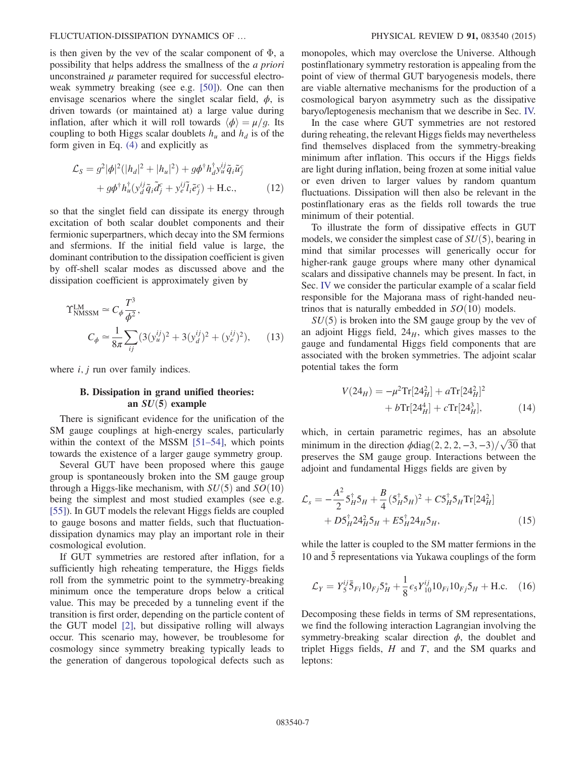is then given by the vev of the scalar component of $\Phi$, a possibility that helps address the smallness of the *a priori* unconstrained $\mu$ parameter required for successful electroweak symmetry breaking (see e.g. [50]). One can then envisage scenarios where the singlet scalar field, $\phi$, is driven towards (or maintained at) a large value during inflation, after which it will roll towards $\langle\phi\rangle = \mu/g$. Its coupling to both Higgs scalar doublets $h_u$ and $h_d$ is of the form given in Eq. (4) and explicitly as

$$\mathcal{L}_S = g^2|\phi|^2(|h_d|^2 + |h_u|^2) + g\phi^\dagger h_d^\dagger y_u^{ij}\tilde{q}_i\tilde{u}_j^c + g\phi^\dagger h_u^\dagger(y_d^{ij}\tilde{q}_i\tilde{d}_j^c + y_e^{ij}\tilde{l}_i\tilde{e}_j^c) + \text{H.c.}, \tag{12}$$

so that the singlet field can dissipate its energy through excitation of both scalar doublet components and their fermionic superpartners, which decay into the SM fermions and sfermions. If the initial field value is large, the dominant contribution to the dissipation coefficient is given by off-shell scalar modes as discussed above and the dissipation coefficient is approximately given by

$$\Upsilon_{\text{NMSSM}}^{\text{LM}} \simeq C_\phi \frac{T^3}{\phi^2}, \qquad C_\phi \simeq \frac{1}{8\pi}\sum_{ij}(3(y_u^{ij})^2 + 3(y_d^{ij})^2 + (y_e^{ij})^2), \tag{13}$$

where $i, j$ run over family indices.

### B. Dissipation in grand unified theories: an $SU(5)$ example

There is significant evidence for the unification of the SM gauge couplings at high-energy scales, particularly within the context of the MSSM [51–54], which points towards the existence of a larger gauge symmetry group.

Several GUT have been proposed where this gauge group is spontaneously broken into the SM gauge group through a Higgs-like mechanism, with $SU(5)$ and $SO(10)$ being the simplest and most studied examples (see e.g. [55]). In GUT models the relevant Higgs fields are coupled to gauge bosons and matter fields, such that fluctuation-dissipation dynamics may play an important role in their cosmological evolution.

If GUT symmetries are restored after inflation, for a sufficiently high reheating temperature, the Higgs fields roll from the symmetric point to the symmetry-breaking minimum once the temperature drops below a critical value. This may be preceded by a tunneling event if the transition is first order, depending on the particle content of the GUT model [2], but dissipative rolling will always occur. This scenario may, however, be troublesome for cosmology since symmetry breaking typically leads to the generation of dangerous topological defects such as monopoles, which may overclose the Universe. Although postinflationary symmetry restoration is appealing from the point of view of thermal GUT baryogenesis models, there are viable alternative mechanisms for the production of a cosmological baryon asymmetry such as the dissipative baryo/leptogenesis mechanism that we describe in Sec. IV.

In the case where GUT symmetries are not restored during reheating, the relevant Higgs fields may nevertheless find themselves displaced from the symmetry-breaking minimum after inflation. This occurs if the Higgs fields are light during inflation, being frozen at some initial value or even driven to larger values by random quantum fluctuations. Dissipation will then also be relevant in the postinflationary eras as the fields roll towards the true minimum of their potential.

To illustrate the form of dissipative effects in GUT models, we consider the simplest case of $SU(5)$, bearing in mind that similar processes will generically occur for higher-rank gauge groups where many other dynamical scalars and dissipative channels may be present. In fact, in Sec. IV we consider the particular example of a scalar field responsible for the Majorana mass of right-handed neutrinos that is naturally embedded in $SO(10)$ models.

$SU(5)$ is broken into the SM gauge group by the vev of an adjoint Higgs field, $24_H$, which gives masses to the gauge and fundamental Higgs field components that are associated with the broken symmetries. The adjoint scalar potential takes the form

$$V(24_H) = -\mu^2\text{Tr}[24_H^2] + a\text{Tr}[24_H^2]^2 + b\text{Tr}[24_H^4] + c\text{Tr}[24_H^3], \tag{14}$$

which, in certain parametric regimes, has an absolute minimum in the direction $\phi\text{diag}(2,2,2,-3,-3)/\sqrt{30}$ that preserves the SM gauge group. Interactions between the adjoint and fundamental Higgs fields are given by

$$\mathcal{L}_s = -\frac{A^2}{2}5_H^\dagger 5_H + \frac{B}{4}(5_H^\dagger 5_H)^2 + C5_H^\dagger 5_H\text{Tr}[24_H^2] + D5_H^\dagger 24_H^2 5_H + E5_H^\dagger 24_H 5_H, \tag{15}$$

while the latter is coupled to the SM matter fermions in the $10$ and $\bar{5}$ representations via Yukawa couplings of the form

$$\mathcal{L}_Y = Y_5^{ij}\bar{5}_{Fi}10_{Fj}5_H^* + \frac{1}{8}\epsilon_5 Y_{10}^{ij}10_{Fi}10_{Fj}5_H + \text{H.c.} \tag{16}$$

Decomposing these fields in terms of SM representations, we find the following interaction Lagrangian involving the symmetry-breaking scalar direction $\phi$, the doublet and triplet Higgs fields, $H$ and $T$, and the SM quarks and leptons: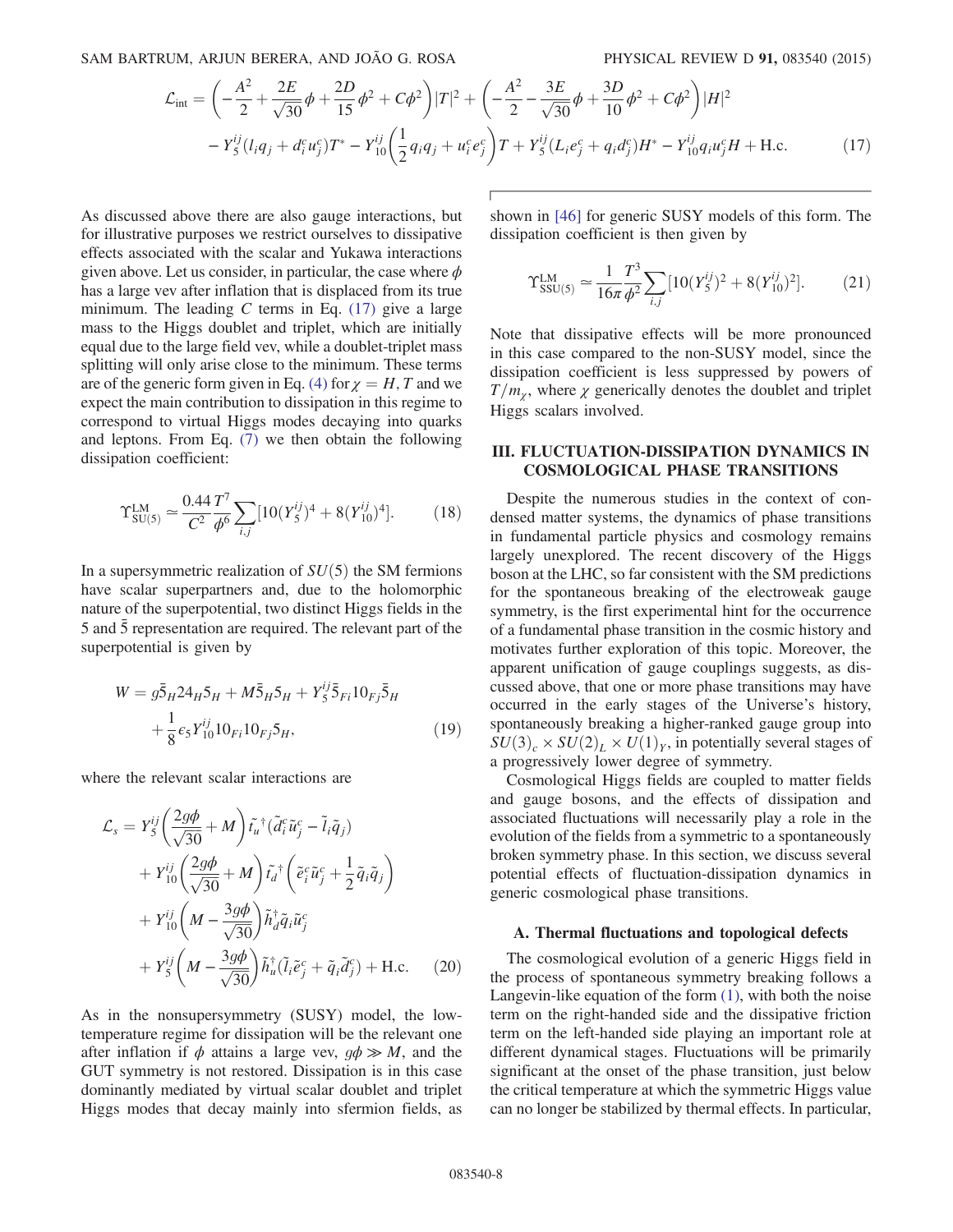$$\mathcal{L}_{\rm int} = \left(-\frac{A^2}{2} + \frac{2E}{\sqrt{30}}\phi + \frac{2D}{15}\phi^2 + C\phi^2\right)|T|^2 + \left(-\frac{A^2}{2} - \frac{3E}{\sqrt{30}}\phi + \frac{3D}{10}\phi^2 + C\phi^2\right)|H|^2$$
$$- Y_5^{ij}(l_i q_j + d_i^c u_j^c)T^* - Y_{10}^{ij}\left(\frac{1}{2}q_i q_j + u_i^c e_j^c\right)T + Y_5^{ij}(L_i e_j^c + q_i d_j^c)H^* - Y_{10}^{ij} q_i u_j^c H + \text{H.c.} \tag{17}$$

As discussed above there are also gauge interactions, but for illustrative purposes we restrict ourselves to dissipative effects associated with the scalar and Yukawa interactions given above. Let us consider, in particular, the case where $\phi$ has a large vev after inflation that is displaced from its true minimum. The leading $C$ terms in Eq. (17) give a large mass to the Higgs doublet and triplet, which are initially equal due to the large field vev, while a doublet-triplet mass splitting will only arise close to the minimum. These terms are of the generic form given in Eq. (4) for $\chi = H, T$ and we expect the main contribution to dissipation in this regime to correspond to virtual Higgs modes decaying into quarks and leptons. From Eq. (7) we then obtain the following dissipation coefficient:

$$\Upsilon_{SU(5)}^{\rm LM} \simeq \frac{0.44}{C^2}\frac{T^7}{\phi^6}\sum_{i,j}[10(Y_5^{ij})^4 + 8(Y_{10}^{ij})^4]. \tag{18}$$

In a supersymmetric realization of $SU(5)$ the SM fermions have scalar superpartners and, due to the holomorphic nature of the superpotential, two distinct Higgs fields in the 5 and $\bar{5}$ representation are required. The relevant part of the superpotential is given by

$$W = g\bar{5}_H 24_H 5_H + M\bar{5}_H 5_H + Y_5^{ij}\bar{5}_{Fi}10_{Fj}\bar{5}_H + \frac{1}{8}\epsilon_5 Y_{10}^{ij}10_{Fi}10_{Fj}5_H, \tag{19}$$

where the relevant scalar interactions are

$$\begin{aligned}\mathcal{L}_s = {} & Y_5^{ij}\left(\frac{2g\phi}{\sqrt{30}} + M\right)\tilde{t}_u^{\dagger}(\tilde{d}_i^c\tilde{u}_j^c - \tilde{l}_i\tilde{q}_j) \\ & + Y_{10}^{ij}\left(\frac{2g\phi}{\sqrt{30}} + M\right)\tilde{t}_d^{\dagger}\left(\tilde{e}_i^c\tilde{u}_j^c + \frac{1}{2}\tilde{q}_i\tilde{q}_j\right) \\ & + Y_{10}^{ij}\left(M - \frac{3g\phi}{\sqrt{30}}\right)\tilde{h}_d^{\dagger}\tilde{q}_i\tilde{u}_j^c \\ & + Y_5^{ij}\left(M - \frac{3g\phi}{\sqrt{30}}\right)\tilde{h}_u^{\dagger}(\tilde{l}_i\tilde{e}_j^c + \tilde{q}_i\tilde{d}_j^c) + \text{H.c.}\end{aligned} \tag{20}$$

As in the nonsupersymmetry (SUSY) model, the low-temperature regime for dissipation will be the relevant one after inflation if $\phi$ attains a large vev, $g\phi \gg M$, and the GUT symmetry is not restored. Dissipation is in this case dominantly mediated by virtual scalar doublet and triplet Higgs modes that decay mainly into sfermion fields, as shown in [46] for generic SUSY models of this form. The dissipation coefficient is then given by

$$\Upsilon_{SSU(5)}^{\rm LM} \simeq \frac{1}{16\pi}\frac{T^3}{\phi^2}\sum_{i,j}[10(Y_5^{ij})^2 + 8(Y_{10}^{ij})^2]. \tag{21}$$

Note that dissipative effects will be more pronounced in this case compared to the non-SUSY model, since the dissipation coefficient is less suppressed by powers of $T/m_\chi$, where $\chi$ generically denotes the doublet and triplet Higgs scalars involved.

## III. FLUCTUATION-DISSIPATION DYNAMICS IN COSMOLOGICAL PHASE TRANSITIONS

Despite the numerous studies in the context of condensed matter systems, the dynamics of phase transitions in fundamental particle physics and cosmology remains largely unexplored. The recent discovery of the Higgs boson at the LHC, so far consistent with the SM predictions for the spontaneous breaking of the electroweak gauge symmetry, is the first experimental hint for the occurrence of a fundamental phase transition in the cosmic history and motivates further exploration of this topic. Moreover, the apparent unification of gauge couplings suggests, as discussed above, that one or more phase transitions may have occurred in the early stages of the Universe's history, spontaneously breaking a higher-ranked gauge group into $SU(3)_c \times SU(2)_L \times U(1)_Y$, in potentially several stages of a progressively lower degree of symmetry.

Cosmological Higgs fields are coupled to matter fields and gauge bosons, and the effects of dissipation and associated fluctuations will necessarily play a role in the evolution of the fields from a symmetric to a spontaneously broken symmetry phase. In this section, we discuss several potential effects of fluctuation-dissipation dynamics in generic cosmological phase transitions.

### A. Thermal fluctuations and topological defects

The cosmological evolution of a generic Higgs field in the process of spontaneous symmetry breaking follows a Langevin-like equation of the form (1), with both the noise term on the right-handed side and the dissipative friction term on the left-handed side playing an important role at different dynamical stages. Fluctuations will be primarily significant at the onset of the phase transition, just below the critical temperature at which the symmetric Higgs value can no longer be stabilized by thermal effects. In particular,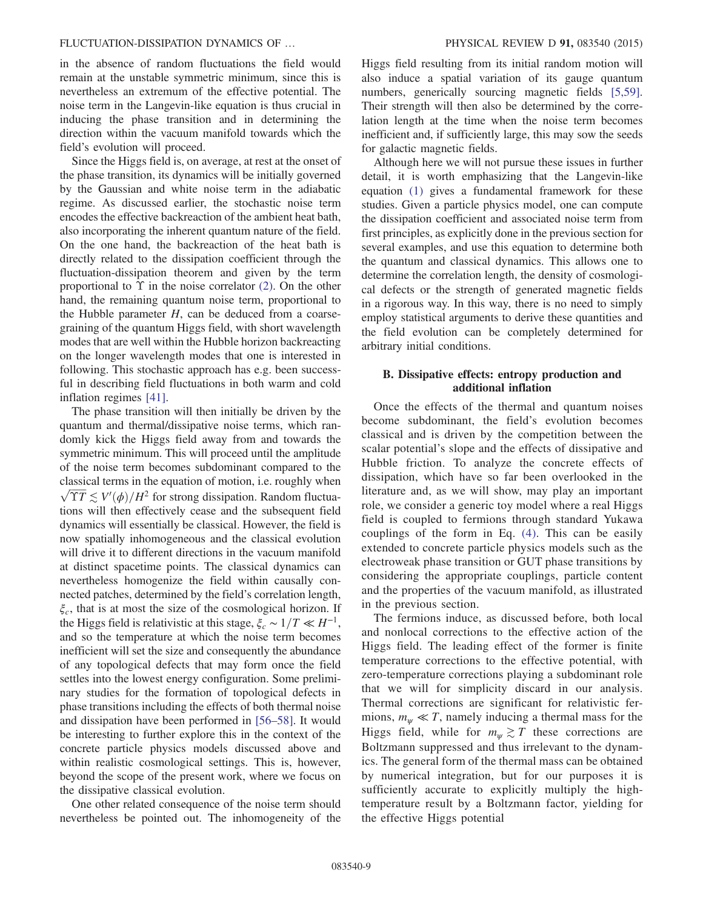in the absence of random fluctuations the field would remain at the unstable symmetric minimum, since this is nevertheless an extremum of the effective potential. The noise term in the Langevin-like equation is thus crucial in inducing the phase transition and in determining the direction within the vacuum manifold towards which the field's evolution will proceed.

Since the Higgs field is, on average, at rest at the onset of the phase transition, its dynamics will be initially governed by the Gaussian and white noise term in the adiabatic regime. As discussed earlier, the stochastic noise term encodes the effective backreaction of the ambient heat bath, also incorporating the inherent quantum nature of the field. On the one hand, the backreaction of the heat bath is directly related to the dissipation coefficient through the fluctuation-dissipation theorem and given by the term proportional to $\Upsilon$ in the noise correlator (2). On the other hand, the remaining quantum noise term, proportional to the Hubble parameter $H$, can be deduced from a coarse-graining of the quantum Higgs field, with short wavelength modes that are well within the Hubble horizon backreacting on the longer wavelength modes that one is interested in following. This stochastic approach has e.g. been successful in describing field fluctuations in both warm and cold inflation regimes [41].

The phase transition will then initially be driven by the quantum and thermal/dissipative noise terms, which randomly kick the Higgs field away from and towards the symmetric minimum. This will proceed until the amplitude of the noise term becomes subdominant compared to the classical terms in the equation of motion, i.e. roughly when $\sqrt{\Upsilon T} \lesssim V'(\phi)/H^2$ for strong dissipation. Random fluctuations will then effectively cease and the subsequent field dynamics will essentially be classical. However, the field is now spatially inhomogeneous and the classical evolution will drive it to different directions in the vacuum manifold at distinct spacetime points. The classical dynamics can nevertheless homogenize the field within causally connected patches, determined by the field's correlation length, $\xi_c$, that is at most the size of the cosmological horizon. If the Higgs field is relativistic at this stage, $\xi_c \sim 1/T \ll H^{-1}$, and so the temperature at which the noise term becomes inefficient will set the size and consequently the abundance of any topological defects that may form once the field settles into the lowest energy configuration. Some preliminary studies for the formation of topological defects in phase transitions including the effects of both thermal noise and dissipation have been performed in [56–58]. It would be interesting to further explore this in the context of the concrete particle physics models discussed above and within realistic cosmological settings. This is, however, beyond the scope of the present work, where we focus on the dissipative classical evolution.

One other related consequence of the noise term should nevertheless be pointed out. The inhomogeneity of the Higgs field resulting from its initial random motion will also induce a spatial variation of its gauge quantum numbers, generically sourcing magnetic fields [5,59]. Their strength will then also be determined by the correlation length at the time when the noise term becomes inefficient and, if sufficiently large, this may sow the seeds for galactic magnetic fields.

Although here we will not pursue these issues in further detail, it is worth emphasizing that the Langevin-like equation (1) gives a fundamental framework for these studies. Given a particle physics model, one can compute the dissipation coefficient and associated noise term from first principles, as explicitly done in the previous section for several examples, and use this equation to determine both the quantum and classical dynamics. This allows one to determine the correlation length, the density of cosmological defects or the strength of generated magnetic fields in a rigorous way. In this way, there is no need to simply employ statistical arguments to derive these quantities and the field evolution can be completely determined for arbitrary initial conditions.

### B. Dissipative effects: entropy production and additional inflation

Once the effects of the thermal and quantum noises become subdominant, the field's evolution becomes classical and is driven by the competition between the scalar potential's slope and the effects of dissipative and Hubble friction. To analyze the concrete effects of dissipation, which have so far been overlooked in the literature and, as we will show, may play an important role, we consider a generic toy model where a real Higgs field is coupled to fermions through standard Yukawa couplings of the form in Eq. (4). This can be easily extended to concrete particle physics models such as the electroweak phase transition or GUT phase transitions by considering the appropriate couplings, particle content and the properties of the vacuum manifold, as illustrated in the previous section.

The fermions induce, as discussed before, both local and nonlocal corrections to the effective action of the Higgs field. The leading effect of the former is finite temperature corrections to the effective potential, with zero-temperature corrections playing a subdominant role that we will for simplicity discard in our analysis. Thermal corrections are significant for relativistic fermions, $m_\psi \ll T$, namely inducing a thermal mass for the Higgs field, while for $m_\psi \gtrsim T$ these corrections are Boltzmann suppressed and thus irrelevant to the dynamics. The general form of the thermal mass can be obtained by numerical integration, but for our purposes it is sufficiently accurate to explicitly multiply the high-temperature result by a Boltzmann factor, yielding for the effective Higgs potential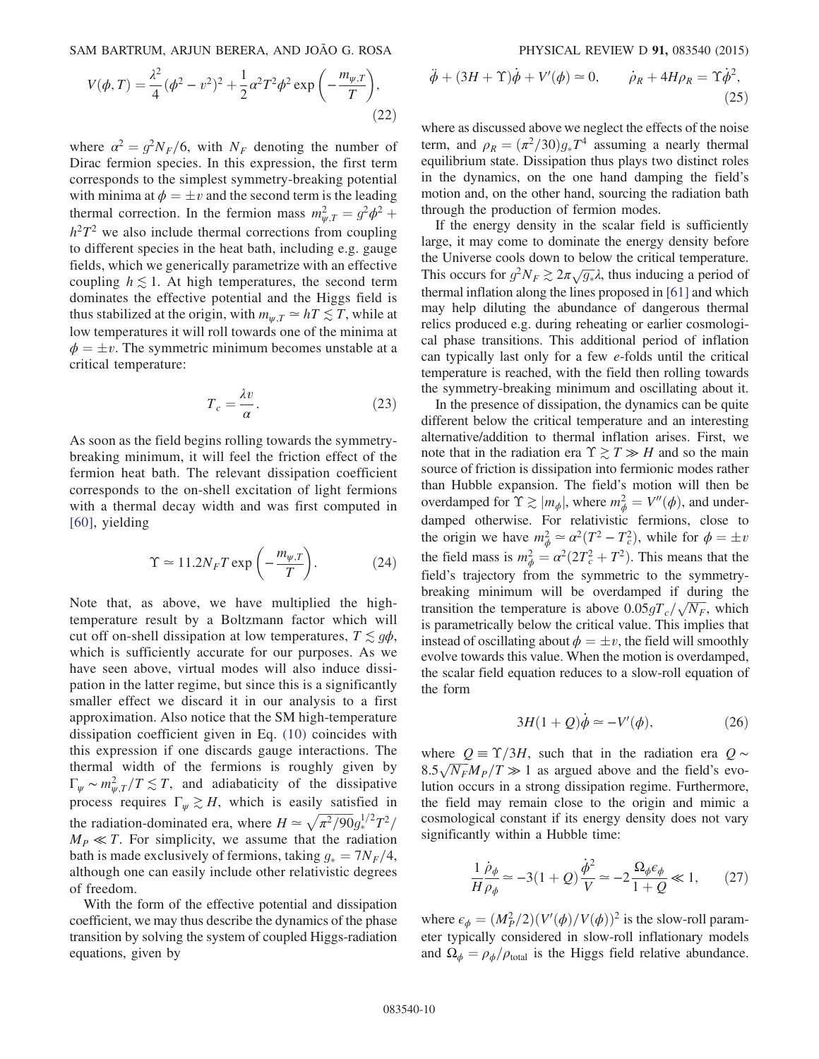$$V(\phi, T) = \frac{\lambda^2}{4}(\phi^2 - v^2)^2 + \frac{1}{2}\alpha^2 T^2 \phi^2 \exp\left(-\frac{m_{\psi,T}}{T}\right), \tag{22}$$

where $\alpha^2 = g^2 N_F/6$, with $N_F$ denoting the number of Dirac fermion species. In this expression, the first term corresponds to the simplest symmetry-breaking potential with minima at $\phi = \pm v$ and the second term is the leading thermal correction. In the fermion mass $m_{\psi,T}^2 = g^2\phi^2 + h^2 T^2$ we also include thermal corrections from coupling to different species in the heat bath, including e.g. gauge fields, which we generically parametrize with an effective coupling $h \lesssim 1$. At high temperatures, the second term dominates the effective potential and the Higgs field is thus stabilized at the origin, with $m_{\psi,T} \simeq hT \lesssim T$, while at low temperatures it will roll towards one of the minima at $\phi = \pm v$. The symmetric minimum becomes unstable at a critical temperature:

$$T_c = \frac{\lambda v}{\alpha}. \tag{23}$$

As soon as the field begins rolling towards the symmetry-breaking minimum, it will feel the friction effect of the fermion heat bath. The relevant dissipation coefficient corresponds to the on-shell excitation of light fermions with a thermal decay width and was first computed in [60], yielding

$$\Upsilon \simeq 11.2 N_F T \exp\left(-\frac{m_{\psi,T}}{T}\right). \tag{24}$$

Note that, as above, we have multiplied the high-temperature result by a Boltzmann factor which will cut off on-shell dissipation at low temperatures, $T \lesssim g\phi$, which is sufficiently accurate for our purposes. As we have seen above, virtual modes will also induce dissipation in the latter regime, but since this is a significantly smaller effect we discard it in our analysis to a first approximation. Also notice that the SM high-temperature dissipation coefficient given in Eq. (10) coincides with this expression if one discards gauge interactions. The thermal width of the fermions is roughly given by $\Gamma_\psi \sim m_{\psi,T}^2/T \lesssim T$, and adiabaticity of the dissipative process requires $\Gamma_\psi \gtrsim H$, which is easily satisfied in the radiation-dominated era, where $H \simeq \sqrt{\pi^2/90}\, g_*^{1/2} T^2/M_P \ll T$. For simplicity, we assume that the radiation bath is made exclusively of fermions, taking $g_* = 7N_F/4$, although one can easily include other relativistic degrees of freedom.

With the form of the effective potential and dissipation coefficient, we may thus describe the dynamics of the phase transition by solving the system of coupled Higgs-radiation equations, given by

$$\ddot{\phi} + (3H + \Upsilon)\dot{\phi} + V'(\phi) \simeq 0, \qquad \dot{\rho}_R + 4H\rho_R = \Upsilon\dot{\phi}^2, \tag{25}$$

where as discussed above we neglect the effects of the noise term, and $\rho_R = (\pi^2/30) g_* T^4$ assuming a nearly thermal equilibrium state. Dissipation thus plays two distinct roles in the dynamics, on the one hand damping the field's motion and, on the other hand, sourcing the radiation bath through the production of fermion modes.

If the energy density in the scalar field is sufficiently large, it may come to dominate the energy density before the Universe cools down to below the critical temperature. This occurs for $g^2 N_F \gtrsim 2\pi\sqrt{g_*}\lambda$, thus inducing a period of thermal inflation along the lines proposed in [61] and which may help diluting the abundance of dangerous thermal relics produced e.g. during reheating or earlier cosmological phase transitions. This additional period of inflation can typically last only for a few $e$-folds until the critical temperature is reached, with the field then rolling towards the symmetry-breaking minimum and oscillating about it.

In the presence of dissipation, the dynamics can be quite different below the critical temperature and an interesting alternative/addition to thermal inflation arises. First, we note that in the radiation era $\Upsilon \gtrsim T \gg H$ and so the main source of friction is dissipation into fermionic modes rather than Hubble expansion. The field's motion will then be overdamped for $\Upsilon \gtrsim |m_\phi|$, where $m_\phi^2 = V''(\phi)$, and underdamped otherwise. For relativistic fermions, close to the origin we have $m_\phi^2 \simeq \alpha^2(T^2 - T_c^2)$, while for $\phi = \pm v$ the field mass is $m_\phi^2 = \alpha^2(2T_c^2 + T^2)$. This means that the field's trajectory from the symmetric to the symmetry-breaking minimum will be overdamped if during the transition the temperature is above $0.05 g T_c/\sqrt{N_F}$, which is parametrically below the critical value. This implies that instead of oscillating about $\phi = \pm v$, the field will smoothly evolve towards this value. When the motion is overdamped, the scalar field equation reduces to a slow-roll equation of the form

$$3H(1+Q)\dot{\phi} \simeq -V'(\phi), \tag{26}$$

where $Q \equiv \Upsilon/3H$, such that in the radiation era $Q \sim 8.5\sqrt{N_F} M_P/T \gg 1$ as argued above and the field's evolution occurs in a strong dissipation regime. Furthermore, the field may remain close to the origin and mimic a cosmological constant if its energy density does not vary significantly within a Hubble time:

$$\frac{1}{H}\frac{\dot{\rho}_\phi}{\rho_\phi} \simeq -3(1+Q)\frac{\dot{\phi}^2}{V} \simeq -2\frac{\Omega_\phi \epsilon_\phi}{1+Q} \ll 1, \tag{27}$$

where $\epsilon_\phi = (M_P^2/2)(V'(\phi)/V(\phi))^2$ is the slow-roll parameter typically considered in slow-roll inflationary models and $\Omega_\phi = \rho_\phi/\rho_{\mathrm{total}}$ is the Higgs field relative abundance.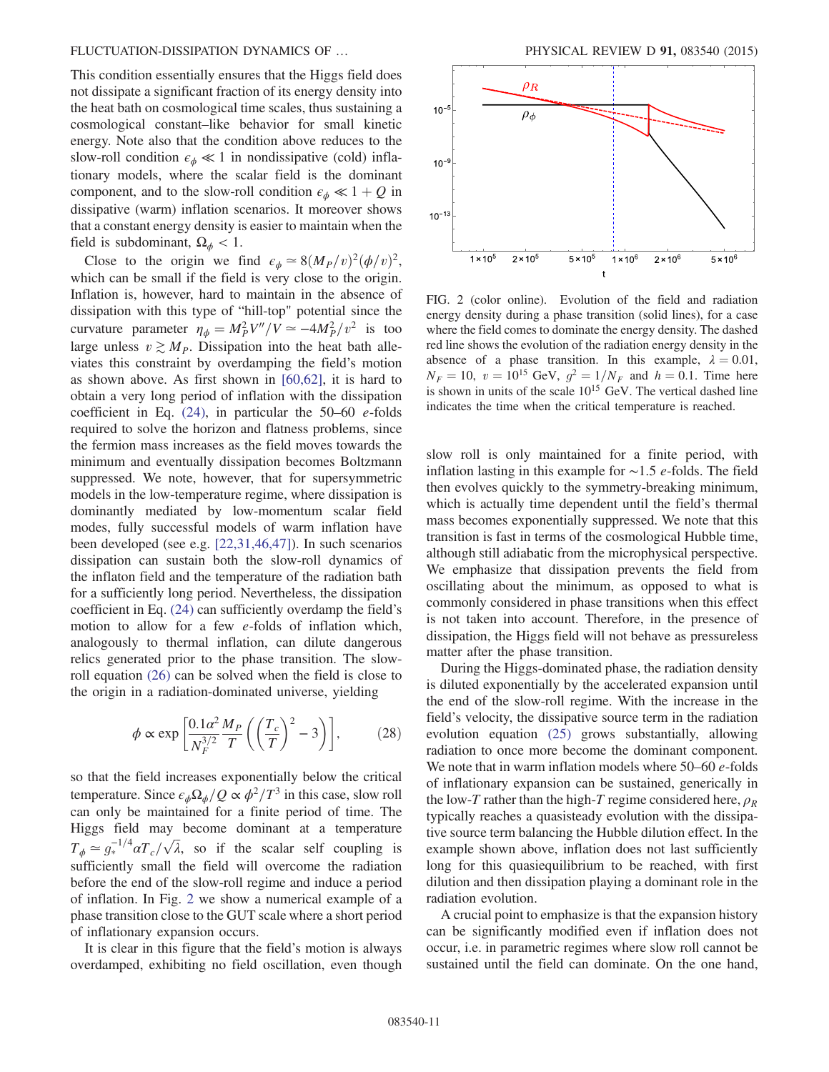This condition essentially ensures that the Higgs field does not dissipate a significant fraction of its energy density into the heat bath on cosmological time scales, thus sustaining a cosmological constant–like behavior for small kinetic energy. Note also that the condition above reduces to the slow-roll condition $\epsilon_\phi \ll 1$ in nondissipative (cold) inflationary models, where the scalar field is the dominant component, and to the slow-roll condition $\epsilon_\phi \ll 1 + Q$ in dissipative (warm) inflation scenarios. It moreover shows that a constant energy density is easier to maintain when the field is subdominant, $\Omega_\phi < 1$.

Close to the origin we find $\epsilon_\phi \simeq 8(M_P/v)^2(\phi/v)^2$, which can be small if the field is very close to the origin. Inflation is, however, hard to maintain in the absence of dissipation with this type of "hill-top" potential since the curvature parameter $\eta_\phi = M_P^2 V''/V \simeq -4M_P^2/v^2$ is too large unless $v \gtrsim M_P$. Dissipation into the heat bath alleviates this constraint by overdamping the field's motion as shown above. As first shown in [60,62], it is hard to obtain a very long period of inflation with the dissipation coefficient in Eq. (24), in particular the 50–60 $e$-folds required to solve the horizon and flatness problems, since the fermion mass increases as the field moves towards the minimum and eventually dissipation becomes Boltzmann suppressed. We note, however, that for supersymmetric models in the low-temperature regime, where dissipation is dominantly mediated by low-momentum scalar field modes, fully successful models of warm inflation have been developed (see e.g. [22,31,46,47]). In such scenarios dissipation can sustain both the slow-roll dynamics of the inflaton field and the temperature of the radiation bath for a sufficiently long period. Nevertheless, the dissipation coefficient in Eq. (24) can sufficiently overdamp the field's motion to allow for a few $e$-folds of inflation which, analogously to thermal inflation, can dilute dangerous relics generated prior to the phase transition. The slow-roll equation (26) can be solved when the field is close to the origin in a radiation-dominated universe, yielding

$$\phi \propto \exp\left[\frac{0.1\alpha^2}{N_F^{3/2}}\frac{M_P}{T}\left(\left(\frac{T_c}{T}\right)^2 - 3\right)\right], \tag{28}$$

so that the field increases exponentially below the critical temperature. Since $\epsilon_\phi \Omega_\phi / Q \propto \phi^2/T^3$ in this case, slow roll can only be maintained for a finite period of time. The Higgs field may become dominant at a temperature $T_\phi \simeq g_*^{-1/4}\alpha T_c/\sqrt{\lambda}$, so if the scalar self coupling is sufficiently small the field will overcome the radiation before the end of the slow-roll regime and induce a period of inflation. In Fig. 2 we show a numerical example of a phase transition close to the GUT scale where a short period of inflationary expansion occurs.

It is clear in this figure that the field's motion is always overdamped, exhibiting no field oscillation, even though slow roll is only maintained for a finite period, with inflation lasting in this example for ~1.5 $e$-folds. The field then evolves quickly to the symmetry-breaking minimum, which is actually time dependent until the field's thermal mass becomes exponentially suppressed. We note that this transition is fast in terms of the cosmological Hubble time, although still adiabatic from the microphysical perspective. We emphasize that dissipation prevents the field from oscillating about the minimum, as opposed to what is commonly considered in phase transitions when this effect is not taken into account. Therefore, in the presence of dissipation, the Higgs field will not behave as pressureless matter after the phase transition.

FIG. 2 (color online). Evolution of the field and radiation energy density during a phase transition (solid lines), for a case where the field comes to dominate the energy density. The dashed red line shows the evolution of the radiation energy density in the absence of a phase transition. In this example, $\lambda = 0.01$, $N_F = 10$, $v = 10^{15}$ GeV, $g^2 = 1/N_F$ and $h = 0.1$. Time here is shown in units of the scale $10^{15}$ GeV. The vertical dashed line indicates the time when the critical temperature is reached.

During the Higgs-dominated phase, the radiation density is diluted exponentially by the accelerated expansion until the end of the slow-roll regime. With the increase in the field's velocity, the dissipative source term in the radiation evolution equation (25) grows substantially, allowing radiation to once more become the dominant component. We note that in warm inflation models where 50–60 $e$-folds of inflationary expansion can be sustained, generically in the low-$T$ rather than the high-$T$ regime considered here, $\rho_R$ typically reaches a quasisteady evolution with the dissipative source term balancing the Hubble dilution effect. In the example shown above, inflation does not last sufficiently long for this quasiequilibrium to be reached, with first dilution and then dissipation playing a dominant role in the radiation evolution.

A crucial point to emphasize is that the expansion history can be significantly modified even if inflation does not occur, i.e. in parametric regimes where slow roll cannot be sustained until the field can dominate. On the one hand,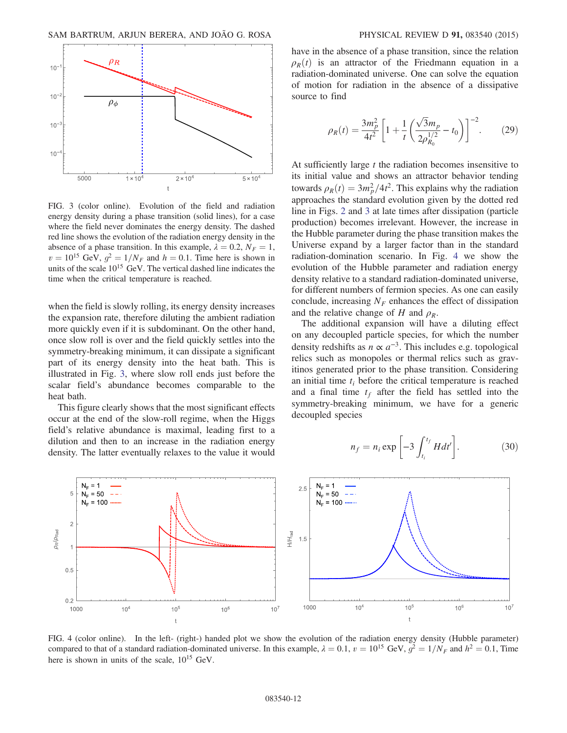FIG. 3 (color online). Evolution of the field and radiation energy density during a phase transition (solid lines), for a case where the field never dominates the energy density. The dashed red line shows the evolution of the radiation energy density in the absence of a phase transition. In this example, $\lambda = 0.2$, $N_F = 1$, $v = 10^{15}$ GeV, $g^2 = 1/N_F$ and $h = 0.1$. Time here is shown in units of the scale $10^{15}$ GeV. The vertical dashed line indicates the time when the critical temperature is reached.

when the field is slowly rolling, its energy density increases the expansion rate, therefore diluting the ambient radiation more quickly even if it is subdominant. On the other hand, once slow roll is over and the field quickly settles into the symmetry-breaking minimum, it can dissipate a significant part of its energy density into the heat bath. This is illustrated in Fig. 3, where slow roll ends just before the scalar field's abundance becomes comparable to the heat bath.

This figure clearly shows that the most significant effects occur at the end of the slow-roll regime, when the Higgs field's relative abundance is maximal, leading first to a dilution and then to an increase in the radiation energy density. The latter eventually relaxes to the value it would have in the absence of a phase transition, since the relation $\rho_R(t)$ is an attractor of the Friedmann equation in a radiation-dominated universe. One can solve the equation of motion for radiation in the absence of a dissipative source to find

$$\rho_R(t) = \frac{3m_p^2}{4t^2}\left[1 + \frac{1}{t}\left(\frac{\sqrt{3}m_p}{2\rho_{R_0}^{1/2}} - t_0\right)\right]^{-2}. \tag{29}$$

At sufficiently large $t$ the radiation becomes insensitive to its initial value and shows an attractor behavior tending towards $\rho_R(t) = 3m_p^2/4t^2$. This explains why the radiation approaches the standard evolution given by the dotted red line in Figs. 2 and 3 at late times after dissipation (particle production) becomes irrelevant. However, the increase in the Hubble parameter during the phase transition makes the Universe expand by a larger factor than in the standard radiation-domination scenario. In Fig. 4 we show the evolution of the Hubble parameter and radiation energy density relative to a standard radiation-dominated universe, for different numbers of fermion species. As one can easily conclude, increasing $N_F$ enhances the effect of dissipation and the relative change of $H$ and $\rho_R$.

The additional expansion will have a diluting effect on any decoupled particle species, for which the number density redshifts as $n \propto a^{-3}$. This includes e.g. topological relics such as monopoles or thermal relics such as gravitinos generated prior to the phase transition. Considering an initial time $t_i$ before the critical temperature is reached and a final time $t_f$ after the field has settled into the symmetry-breaking minimum, we have for a generic decoupled species

$$n_f = n_i \exp\left[-3\int_{t_i}^{t_f} H dt'\right]. \tag{30}$$

FIG. 4 (color online). In the left- (right-) handed plot we show the evolution of the radiation energy density (Hubble parameter) compared to that of a standard radiation-dominated universe. In this example, $\lambda = 0.1$, $v = 10^{15}$ GeV, $g^2 = 1/N_F$ and $h^2 = 0.1$, Time here is shown in units of the scale, $10^{15}$ GeV.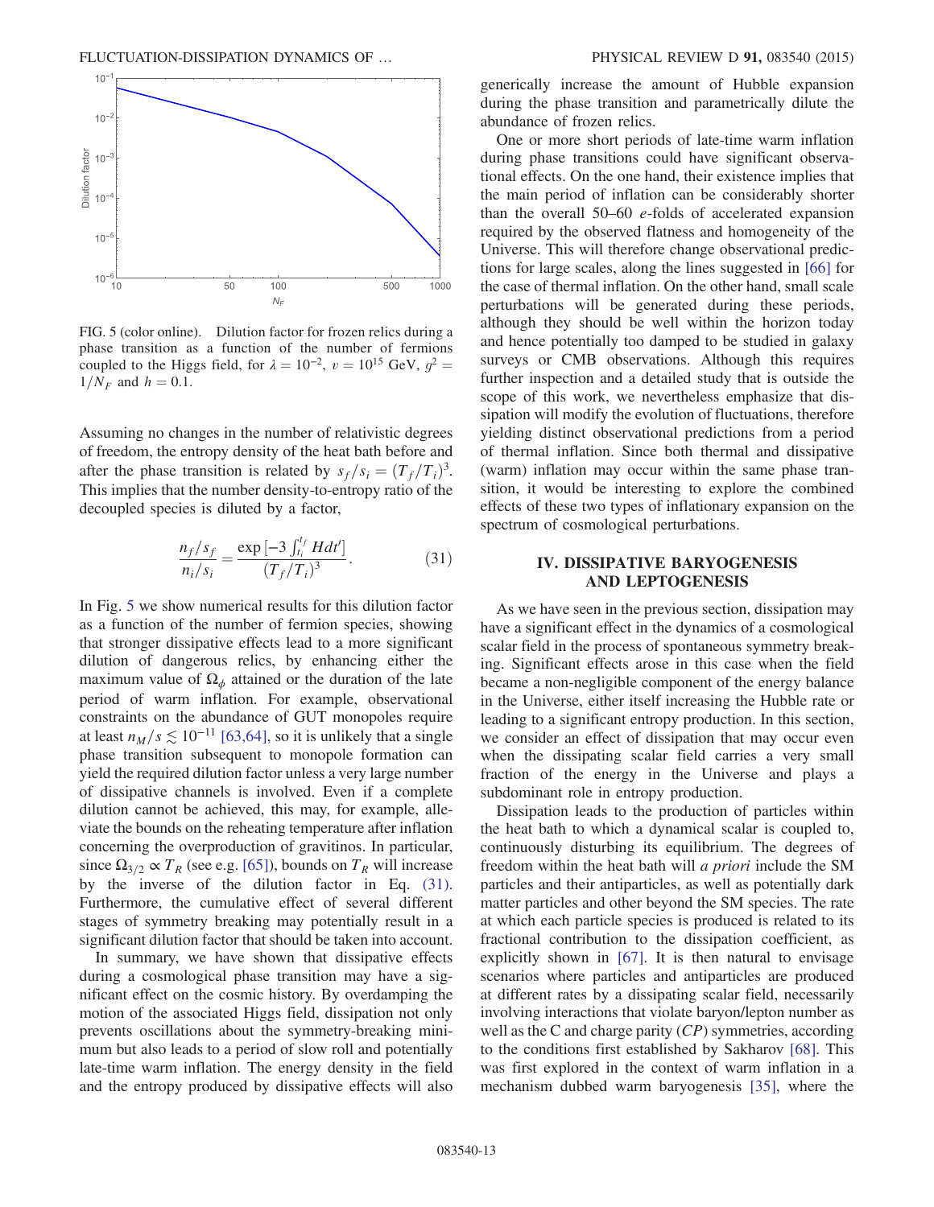10^−1

10^−2

10^−3

10^−4

10^−5

10^−6

Dilution factor

10 50 100 500 1000

$N_F$

FIG. 5 (color online). Dilution factor for frozen relics during a phase transition as a function of the number of fermions coupled to the Higgs field, for $\lambda = 10^{-2}$, $v = 10^{15}$ GeV, $g^2 = 1/N_F$ and $h = 0.1$.

Assuming no changes in the number of relativistic degrees of freedom, the entropy density of the heat bath before and after the phase transition is related by $s_f/s_i = (T_f/T_i)^3$. This implies that the number density-to-entropy ratio of the decoupled species is diluted by a factor,

$$\frac{n_f/s_f}{n_i/s_i} = \frac{\exp\left[-3\int_{t_i}^{t_f} H dt'\right]}{(T_f/T_i)^3}. \tag{31}$$

In Fig. 5 we show numerical results for this dilution factor as a function of the number of fermion species, showing that stronger dissipative effects lead to a more significant dilution of dangerous relics, by enhancing either the maximum value of $\Omega_\phi$ attained or the duration of the late period of warm inflation. For example, observational constraints on the abundance of GUT monopoles require at least $n_M/s \lesssim 10^{-11}$ [63,64], so it is unlikely that a single phase transition subsequent to monopole formation can yield the required dilution factor unless a very large number of dissipative channels is involved. Even if a complete dilution cannot be achieved, this may, for example, alleviate the bounds on the reheating temperature after inflation concerning the overproduction of gravitinos. In particular, since $\Omega_{3/2} \propto T_R$ (see e.g. [65]), bounds on $T_R$ will increase by the inverse of the dilution factor in Eq. (31). Furthermore, the cumulative effect of several different stages of symmetry breaking may potentially result in a significant dilution factor that should be taken into account.

In summary, we have shown that dissipative effects during a cosmological phase transition may have a significant effect on the cosmic history. By overdamping the motion of the associated Higgs field, dissipation not only prevents oscillations about the symmetry-breaking minimum but also leads to a period of slow roll and potentially late-time warm inflation. The energy density in the field and the entropy produced by dissipative effects will also generically increase the amount of Hubble expansion during the phase transition and parametrically dilute the abundance of frozen relics.

One or more short periods of late-time warm inflation during phase transitions could have significant observational effects. On the one hand, their existence implies that the main period of inflation can be considerably shorter than the overall 50–60 $e$-folds of accelerated expansion required by the observed flatness and homogeneity of the Universe. This will therefore change observational predictions for large scales, along the lines suggested in [66] for the case of thermal inflation. On the other hand, small scale perturbations will be generated during these periods, although they should be well within the horizon today and hence potentially too damped to be studied in galaxy surveys or CMB observations. Although this requires further inspection and a detailed study that is outside the scope of this work, we nevertheless emphasize that dissipation will modify the evolution of fluctuations, therefore yielding distinct observational predictions from a period of thermal inflation. Since both thermal and dissipative (warm) inflation may occur within the same phase transition, it would be interesting to explore the combined effects of these two types of inflationary expansion on the spectrum of cosmological perturbations.

## IV. DISSIPATIVE BARYOGENESIS AND LEPTOGENESIS

As we have seen in the previous section, dissipation may have a significant effect in the dynamics of a cosmological scalar field in the process of spontaneous symmetry breaking. Significant effects arose in this case when the field became a non-negligible component of the energy balance in the Universe, either itself increasing the Hubble rate or leading to a significant entropy production. In this section, we consider an effect of dissipation that may occur even when the dissipating scalar field carries a very small fraction of the energy in the Universe and plays a subdominant role in entropy production.

Dissipation leads to the production of particles within the heat bath to which a dynamical scalar is coupled to, continuously disturbing its equilibrium. The degrees of freedom within the heat bath will *a priori* include the SM particles and their antiparticles, as well as potentially dark matter particles and other beyond the SM species. The rate at which each particle species is produced is related to its fractional contribution to the dissipation coefficient, as explicitly shown in [67]. It is then natural to envisage scenarios where particles and antiparticles are produced at different rates by a dissipating scalar field, necessarily involving interactions that violate baryon/lepton number as well as the C and charge parity ($CP$) symmetries, according to the conditions first established by Sakharov [68]. This was first explored in the context of warm inflation in a mechanism dubbed warm baryogenesis [35], where the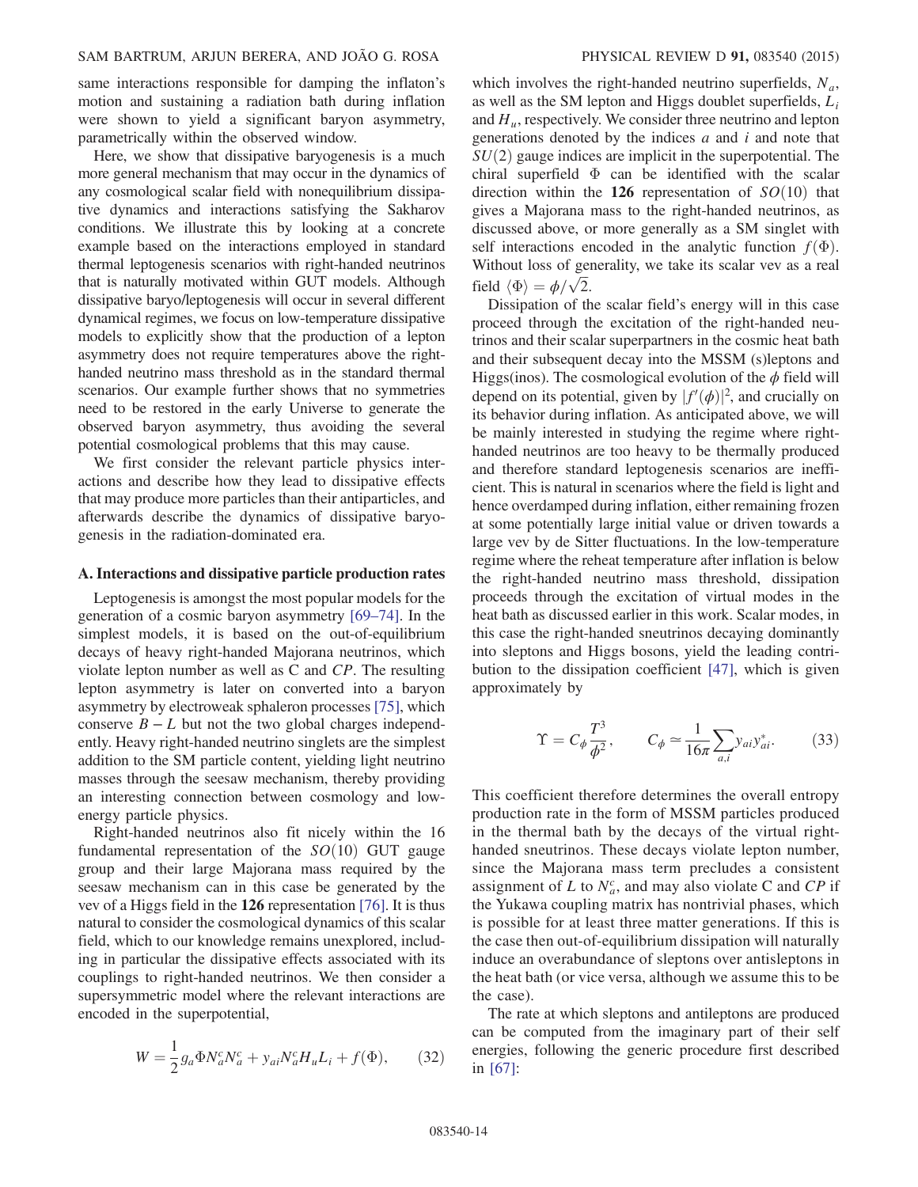same interactions responsible for damping the inflaton's motion and sustaining a radiation bath during inflation were shown to yield a significant baryon asymmetry, parametrically within the observed window.

Here, we show that dissipative baryogenesis is a much more general mechanism that may occur in the dynamics of any cosmological scalar field with nonequilibrium dissipative dynamics and interactions satisfying the Sakharov conditions. We illustrate this by looking at a concrete example based on the interactions employed in standard thermal leptogenesis scenarios with right-handed neutrinos that is naturally motivated within GUT models. Although dissipative baryo/leptogenesis will occur in several different dynamical regimes, we focus on low-temperature dissipative models to explicitly show that the production of a lepton asymmetry does not require temperatures above the right-handed neutrino mass threshold as in the standard thermal scenarios. Our example further shows that no symmetries need to be restored in the early Universe to generate the observed baryon asymmetry, thus avoiding the several potential cosmological problems that this may cause.

We first consider the relevant particle physics interactions and describe how they lead to dissipative effects that may produce more particles than their antiparticles, and afterwards describe the dynamics of dissipative baryogenesis in the radiation-dominated era.

### A. Interactions and dissipative particle production rates

Leptogenesis is amongst the most popular models for the generation of a cosmic baryon asymmetry [69–74]. In the simplest models, it is based on the out-of-equilibrium decays of heavy right-handed Majorana neutrinos, which violate lepton number as well as C and $CP$. The resulting lepton asymmetry is later on converted into a baryon asymmetry by electroweak sphaleron processes [75], which conserve $B-L$ but not the two global charges independently. Heavy right-handed neutrino singlets are the simplest addition to the SM particle content, yielding light neutrino masses through the seesaw mechanism, thereby providing an interesting connection between cosmology and low-energy particle physics.

Right-handed neutrinos also fit nicely within the 16 fundamental representation of the $SO(10)$ GUT gauge group and their large Majorana mass required by the seesaw mechanism can in this case be generated by the vev of a Higgs field in the **126** representation [76]. It is thus natural to consider the cosmological dynamics of this scalar field, which to our knowledge remains unexplored, including in particular the dissipative effects associated with its couplings to right-handed neutrinos. We then consider a supersymmetric model where the relevant interactions are encoded in the superpotential,

$$W = \frac{1}{2} g_a \Phi N_a^c N_a^c + y_{ai} N_a^c H_u L_i + f(\Phi), \qquad (32)$$

which involves the right-handed neutrino superfields, $N_a$, as well as the SM lepton and Higgs doublet superfields, $L_i$ and $H_u$, respectively. We consider three neutrino and lepton generations denoted by the indices $a$ and $i$ and note that $SU(2)$ gauge indices are implicit in the superpotential. The chiral superfield $\Phi$ can be identified with the scalar direction within the **126** representation of $SO(10)$ that gives a Majorana mass to the right-handed neutrinos, as discussed above, or more generally as a SM singlet with self interactions encoded in the analytic function $f(\Phi)$. Without loss of generality, we take its scalar vev as a real field $\langle \Phi \rangle = \phi/\sqrt{2}$.

Dissipation of the scalar field's energy will in this case proceed through the excitation of the right-handed neutrinos and their scalar superpartners in the cosmic heat bath and their subsequent decay into the MSSM (s)leptons and Higgs(inos). The cosmological evolution of the $\phi$ field will depend on its potential, given by $|f'(\phi)|^2$, and crucially on its behavior during inflation. As anticipated above, we will be mainly interested in studying the regime where right-handed neutrinos are too heavy to be thermally produced and therefore standard leptogenesis scenarios are inefficient. This is natural in scenarios where the field is light and hence overdamped during inflation, either remaining frozen at some potentially large initial value or driven towards a large vev by de Sitter fluctuations. In the low-temperature regime where the reheat temperature after inflation is below the right-handed neutrino mass threshold, dissipation proceeds through the excitation of virtual modes in the heat bath as discussed earlier in this work. Scalar modes, in this case the right-handed sneutrinos decaying dominantly into sleptons and Higgs bosons, yield the leading contribution to the dissipation coefficient [47], which is given approximately by

$$\Upsilon = C_\phi \frac{T^3}{\phi^2}, \qquad C_\phi \simeq \frac{1}{16\pi} \sum_{a,i} y_{ai} y_{ai}^*. \qquad (33)$$

This coefficient therefore determines the overall entropy production rate in the form of MSSM particles produced in the thermal bath by the decays of the virtual right-handed sneutrinos. These decays violate lepton number, since the Majorana mass term precludes a consistent assignment of $L$ to $N_a^c$, and may also violate C and $CP$ if the Yukawa coupling matrix has nontrivial phases, which is possible for at least three matter generations. If this is the case then out-of-equilibrium dissipation will naturally induce an overabundance of sleptons over antisleptons in the heat bath (or vice versa, although we assume this to be the case).

The rate at which sleptons and antileptons are produced can be computed from the imaginary part of their self energies, following the generic procedure first described in [67]: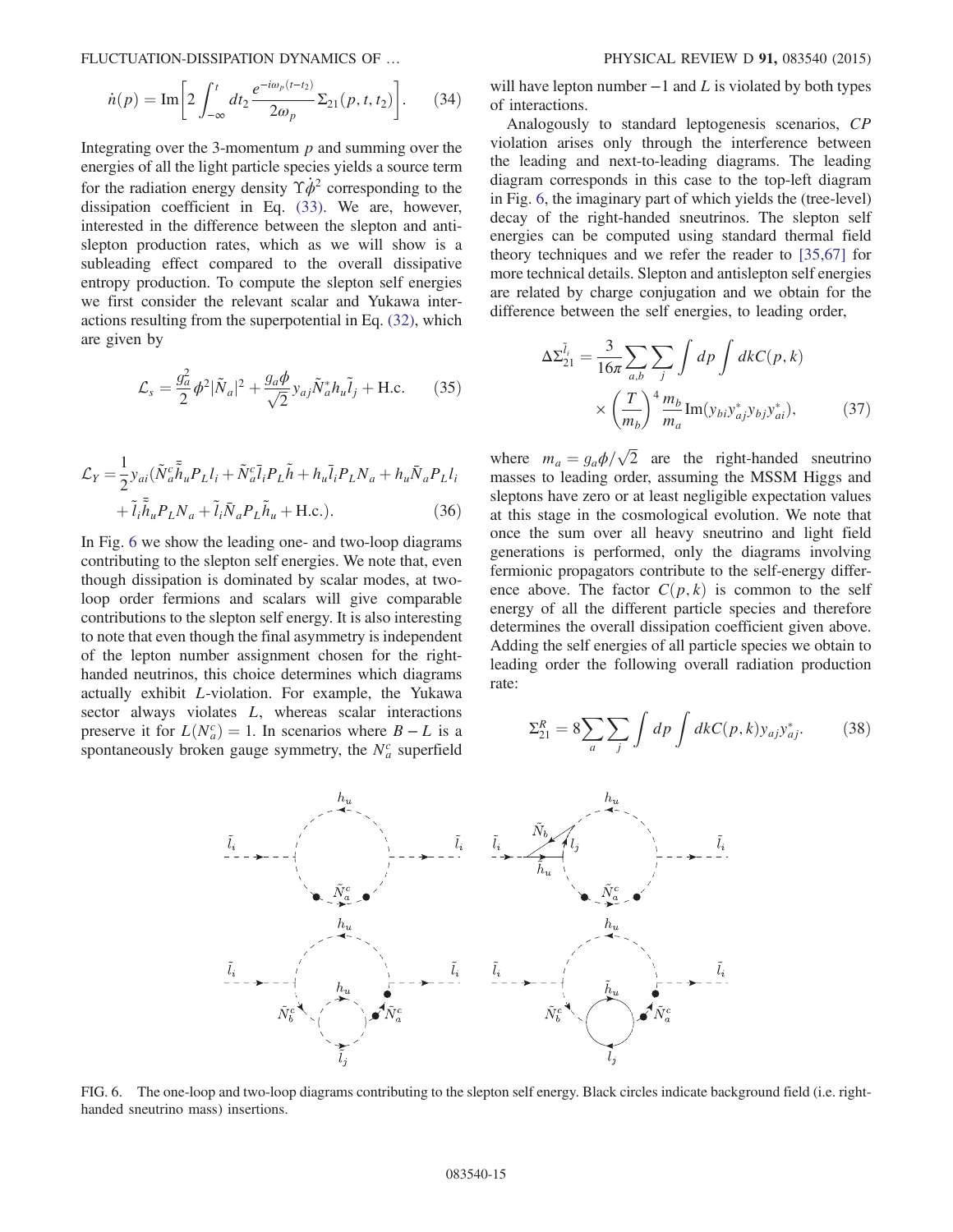$$\dot{n}(p) = \mathrm{Im}\left[2\int_{-\infty}^{t} dt_2 \frac{e^{-i\omega_p(t-t_2)}}{2\omega_p}\Sigma_{21}(p,t,t_2)\right]. \quad (34)$$

Integrating over the 3-momentum $p$ and summing over the energies of all the light particle species yields a source term for the radiation energy density $\Upsilon\dot{\phi}^2$ corresponding to the dissipation coefficient in Eq. (33). We are, however, interested in the difference between the slepton and antislepton production rates, which as we will show is a subleading effect compared to the overall dissipative entropy production. To compute the slepton self energies we first consider the relevant scalar and Yukawa interactions resulting from the superpotential in Eq. (32), which are given by

$$\mathcal{L}_s = \frac{g_a^2}{2}\phi^2|\tilde{N}_a|^2 + \frac{g_a\phi}{\sqrt{2}}y_{aj}\tilde{N}_a^* h_u \tilde{l}_j + \mathrm{H.c.} \quad (35)$$

$$\mathcal{L}_Y = \frac{1}{2}y_{ai}(\tilde{N}_a^c\bar{\tilde{h}}_u P_L l_i + \tilde{N}_a^c\bar{l}_i P_L\tilde{h} + h_u\bar{l}_i P_L N_a + h_u\bar{N}_a P_L l_i + \tilde{l}_i\bar{\tilde{h}}_u P_L N_a + \tilde{l}_i\bar{N}_a P_L\tilde{h}_u + \mathrm{H.c.}). \quad (36)$$

In Fig. 6 we show the leading one- and two-loop diagrams contributing to the slepton self energies. We note that, even though dissipation is dominated by scalar modes, at two-loop order fermions and scalars will give comparable contributions to the slepton self energy. It is also interesting to note that even though the final asymmetry is independent of the lepton number assignment chosen for the right-handed neutrinos, this choice determines which diagrams actually exhibit $L$-violation. For example, the Yukawa sector always violates $L$, whereas scalar interactions preserve it for $L(N_a^c) = 1$. In scenarios where $B - L$ is a spontaneously broken gauge symmetry, the $N_a^c$ superfield will have lepton number $-1$ and $L$ is violated by both types of interactions.

Analogously to standard leptogenesis scenarios, $CP$ violation arises only through the interference between the leading and next-to-leading diagrams. The leading diagram corresponds in this case to the top-left diagram in Fig. 6, the imaginary part of which yields the (tree-level) decay of the right-handed sneutrinos. The slepton self energies can be computed using standard thermal field theory techniques and we refer the reader to [35,67] for more technical details. Slepton and antislepton self energies are related by charge conjugation and we obtain for the difference between the self energies, to leading order,

$$\Delta\Sigma_{21}^{\tilde{l}_i} = \frac{3}{16\pi}\sum_{a,b}\sum_j \int dp \int dk C(p,k) \times \left(\frac{T}{m_b}\right)^4 \frac{m_b}{m_a}\mathrm{Im}(y_{bi}y_{aj}^* y_{bj} y_{ai}^*), \quad (37)$$

where $m_a = g_a\phi/\sqrt{2}$ are the right-handed sneutrino masses to leading order, assuming the MSSM Higgs and sleptons have zero or at least negligible expectation values at this stage in the cosmological evolution. We note that once the sum over all heavy sneutrino and light field generations is performed, only the diagrams involving fermionic propagators contribute to the self-energy difference above. The factor $C(p,k)$ is common to the self energy of all the different particle species and therefore determines the overall dissipation coefficient given above. Adding the self energies of all particle species we obtain to leading order the following overall radiation production rate:

$$\Sigma_{21}^R = 8\sum_a\sum_j \int dp \int dk C(p,k) y_{aj} y_{aj}^*. \quad (38)$$

FIG. 6. The one-loop and two-loop diagrams contributing to the slepton self energy. Black circles indicate background field (i.e. right-handed sneutrino mass) insertions.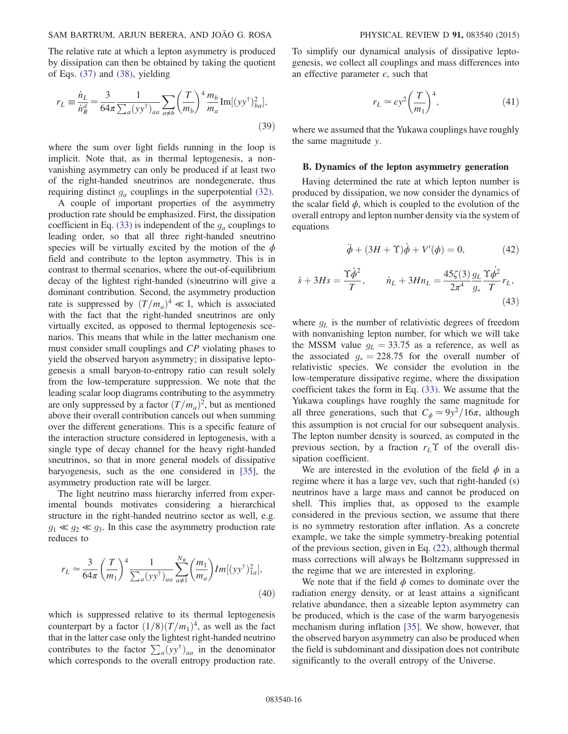The relative rate at which a lepton asymmetry is produced by dissipation can then be obtained by taking the quotient of Eqs. (37) and (38), yielding

$$r_L \equiv \frac{\dot{n}_L}{\dot{n}_R^d} \simeq \frac{3}{64\pi} \frac{1}{\sum_a (yy^\dagger)_{aa}} \sum_{a \neq b} \left(\frac{T}{m_b}\right)^4 \frac{m_b}{m_a} \mathrm{Im}[(yy^\dagger)_{ba}^2], \tag{39}$$

where the sum over light fields running in the loop is implicit. Note that, as in thermal leptogenesis, a nonvanishing asymmetry can only be produced if at least two of the right-handed sneutrinos are nondegenerate, thus requiring distinct $g_a$ couplings in the superpotential (32).

A couple of important properties of the asymmetry production rate should be emphasized. First, the dissipation coefficient in Eq. (33) is independent of the $g_a$ couplings to leading order, so that all three right-handed sneutrino species will be virtually excited by the motion of the $\phi$ field and contribute to the lepton asymmetry. This is in contrast to thermal scenarios, where the out-of-equilibrium decay of the lightest right-handed (s)neutrino will give a dominant contribution. Second, the asymmetry production rate is suppressed by $(T/m_a)^4 \ll 1$, which is associated with the fact that the right-handed sneutrinos are only virtually excited, as opposed to thermal leptogenesis scenarios. This means that while in the latter mechanism one must consider small couplings and *CP* violating phases to yield the observed baryon asymmetry; in dissipative leptogenesis a small baryon-to-entropy ratio can result solely from the low-temperature suppression. We note that the leading scalar loop diagrams contributing to the asymmetry are only suppressed by a factor $(T/m_a)^2$, but as mentioned above their overall contribution cancels out when summing over the different generations. This is a specific feature of the interaction structure considered in leptogenesis, with a single type of decay channel for the heavy right-handed sneutrinos, so that in more general models of dissipative baryogenesis, such as the one considered in [35], the asymmetry production rate will be larger.

The light neutrino mass hierarchy inferred from experimental bounds motivates considering a hierarchical structure in the right-handed neutrino sector as well, e.g. $g_1 \ll g_2 \ll g_3$. In this case the asymmetry production rate reduces to

$$r_L \simeq \frac{3}{64\pi} \left(\frac{T}{m_1}\right)^4 \frac{1}{\sum_a (yy^\dagger)_{aa}} \sum_{a \neq 1}^{N_R} \left(\frac{m_1}{m_a}\right) Im[(yy^\dagger)_{1a}^2], \tag{40}$$

which is suppressed relative to its thermal leptogenesis counterpart by a factor $(1/8)(T/m_1)^4$, as well as the fact that in the latter case only the lightest right-handed neutrino contributes to the factor $\sum_a (yy^\dagger)_{aa}$ in the denominator which corresponds to the overall entropy production rate. To simplify our dynamical analysis of dissipative leptogenesis, we collect all couplings and mass differences into an effective parameter $\epsilon$, such that

$$r_L \simeq \epsilon y^2 \left(\frac{T}{m_1}\right)^4, \tag{41}$$

where we assumed that the Yukawa couplings have roughly the same magnitude $y$.

### B. Dynamics of the lepton asymmetry generation

Having determined the rate at which lepton number is produced by dissipation, we now consider the dynamics of the scalar field $\phi$, which is coupled to the evolution of the overall entropy and lepton number density via the system of equations

$$\ddot{\phi} + (3H + \Upsilon)\dot{\phi} + V'(\phi) = 0, \tag{42}$$

$$\dot{s} + 3Hs = \frac{\Upsilon \dot{\phi}^2}{T}, \qquad \dot{n}_L + 3Hn_L = \frac{45\zeta(3)}{2\pi^4} \frac{g_L}{g_*} \frac{\Upsilon \dot{\phi}^2}{T} r_L, \tag{43}$$

where $g_L$ is the number of relativistic degrees of freedom with nonvanishing lepton number, for which we will take the MSSM value $g_L = 33.75$ as a reference, as well as the associated $g_* = 228.75$ for the overall number of relativistic species. We consider the evolution in the low-temperature dissipative regime, where the dissipation coefficient takes the form in Eq. (33). We assume that the Yukawa couplings have roughly the same magnitude for all three generations, such that $C_\phi \simeq 9y^2/16\pi$, although this assumption is not crucial for our subsequent analysis. The lepton number density is sourced, as computed in the previous section, by a fraction $r_L \Upsilon$ of the overall dissipation coefficient.

We are interested in the evolution of the field $\phi$ in a regime where it has a large vev, such that right-handed (s) neutrinos have a large mass and cannot be produced on shell. This implies that, as opposed to the example considered in the previous section, we assume that there is no symmetry restoration after inflation. As a concrete example, we take the simple symmetry-breaking potential of the previous section, given in Eq. (22), although thermal mass corrections will always be Boltzmann suppressed in the regime that we are interested in exploring.

We note that if the field $\phi$ comes to dominate over the radiation energy density, or at least attains a significant relative abundance, then a sizeable lepton asymmetry can be produced, which is the case of the warm baryogenesis mechanism during inflation [35]. We show, however, that the observed baryon asymmetry can also be produced when the field is subdominant and dissipation does not contribute significantly to the overall entropy of the Universe.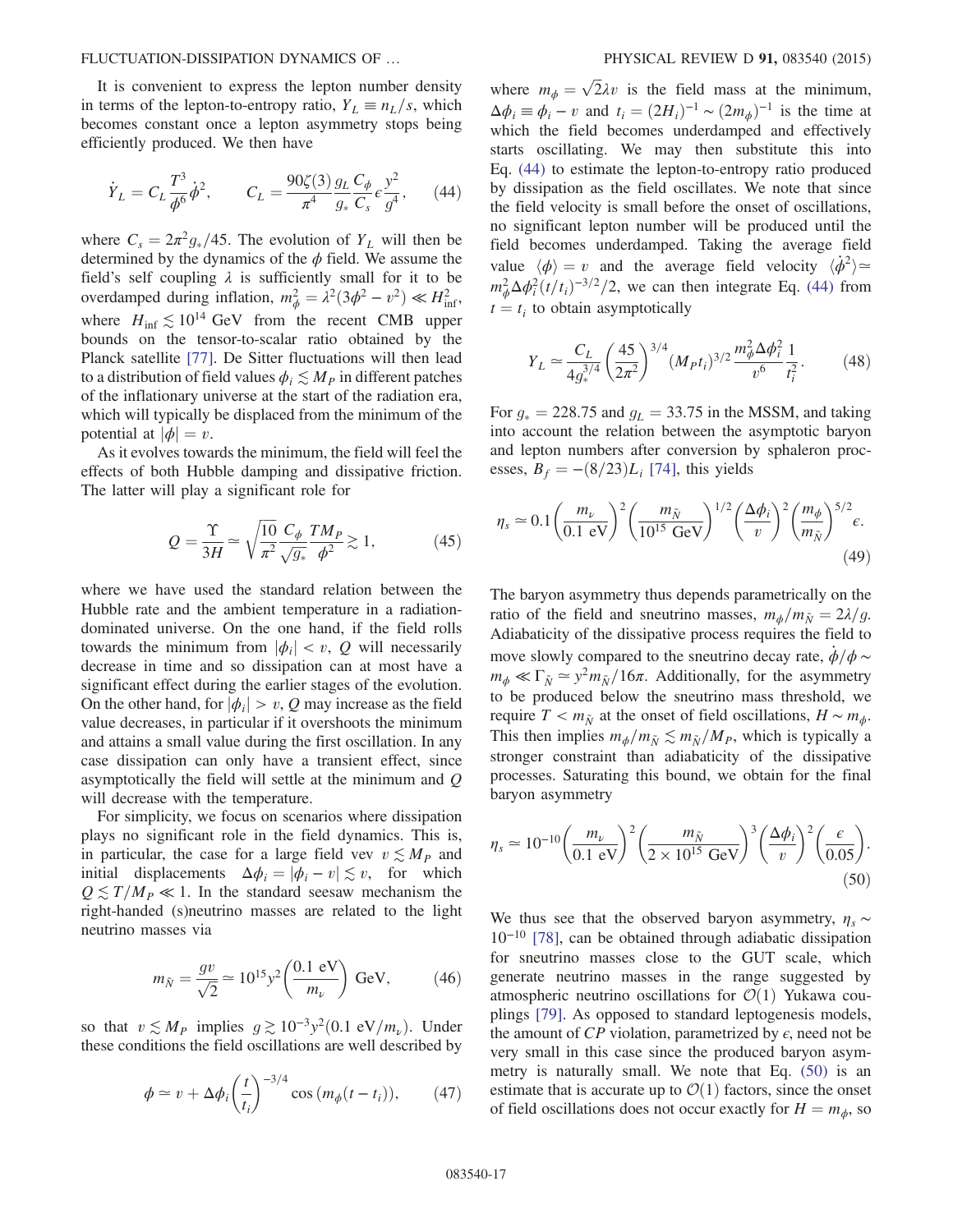It is convenient to express the lepton number density in terms of the lepton-to-entropy ratio, $Y_L \equiv n_L/s$, which becomes constant once a lepton asymmetry stops being efficiently produced. We then have

$$\dot{Y}_L = C_L \frac{T^3}{\phi^6}\dot{\phi}^2, \qquad C_L = \frac{90\zeta(3)}{\pi^4}\frac{g_L}{g_*}\frac{C_\phi}{C_s}\epsilon\frac{y^2}{g^4}, \tag{44}$$

where $C_s = 2\pi^2 g_*/45$. The evolution of $Y_L$ will then be determined by the dynamics of the $\phi$ field. We assume the field's self coupling $\lambda$ is sufficiently small for it to be overdamped during inflation, $m_\phi^2 = \lambda^2(3\phi^2 - v^2) \ll H_{\rm inf}^2$, where $H_{\rm inf} \lesssim 10^{14}$ GeV from the recent CMB upper bounds on the tensor-to-scalar ratio obtained by the Planck satellite [77]. De Sitter fluctuations will then lead to a distribution of field values $\phi_i \lesssim M_P$ in different patches of the inflationary universe at the start of the radiation era, which will typically be displaced from the minimum of the potential at $|\phi| = v$.

As it evolves towards the minimum, the field will feel the effects of both Hubble damping and dissipative friction. The latter will play a significant role for

$$Q = \frac{\Upsilon}{3H} \simeq \sqrt{\frac{10}{\pi^2}}\frac{C_\phi}{\sqrt{g_*}}\frac{TM_P}{\phi^2} \gtrsim 1, \tag{45}$$

where we have used the standard relation between the Hubble rate and the ambient temperature in a radiation-dominated universe. On the one hand, if the field rolls towards the minimum from $|\phi_i| < v$, $Q$ will necessarily decrease in time and so dissipation can at most have a significant effect during the earlier stages of the evolution. On the other hand, for $|\phi_i| > v$, $Q$ may increase as the field value decreases, in particular if it overshoots the minimum and attains a small value during the first oscillation. In any case dissipation can only have a transient effect, since asymptotically the field will settle at the minimum and $Q$ will decrease with the temperature.

For simplicity, we focus on scenarios where dissipation plays no significant role in the field dynamics. This is, in particular, the case for a large field vev $v \lesssim M_P$ and initial displacements $\Delta\phi_i = |\phi_i - v| \lesssim v$, for which $Q \lesssim T/M_P \ll 1$. In the standard seesaw mechanism the right-handed (s)neutrino masses are related to the light neutrino masses via

$$m_{\tilde{N}} = \frac{gv}{\sqrt{2}} \simeq 10^{15} y^2 \left(\frac{0.1 \text{ eV}}{m_\nu}\right) \text{ GeV}, \tag{46}$$

so that $v \lesssim M_P$ implies $g \gtrsim 10^{-3} y^2 (0.1 \text{ eV}/m_\nu)$. Under these conditions the field oscillations are well described by

$$\phi \simeq v + \Delta\phi_i \left(\frac{t}{t_i}\right)^{-3/4} \cos(m_\phi(t - t_i)), \tag{47}$$

where $m_\phi = \sqrt{2}\lambda v$ is the field mass at the minimum, $\Delta\phi_i \equiv \phi_i - v$ and $t_i = (2H_i)^{-1} \sim (2m_\phi)^{-1}$ is the time at which the field becomes underdamped and effectively starts oscillating. We may then substitute this into Eq. (44) to estimate the lepton-to-entropy ratio produced by dissipation as the field oscillates. We note that since the field velocity is small before the onset of oscillations, no significant lepton number will be produced until the field becomes underdamped. Taking the average field value $\langle\phi\rangle = v$ and the average field velocity $\langle\dot{\phi}^2\rangle \simeq m_\phi^2 \Delta\phi_i^2 (t/t_i)^{-3/2}/2$, we can then integrate Eq. (44) from $t = t_i$ to obtain asymptotically

$$Y_L \simeq \frac{C_L}{4g_*^{3/4}}\left(\frac{45}{2\pi^2}\right)^{3/4} (M_P t_i)^{3/2} \frac{m_\phi^2 \Delta\phi_i^2}{v^6}\frac{1}{t_i^2}. \tag{48}$$

For $g_* = 228.75$ and $g_L = 33.75$ in the MSSM, and taking into account the relation between the asymptotic baryon and lepton numbers after conversion by sphaleron processes, $B_f = -(8/23)L_i$ [74], this yields

$$\eta_s \simeq 0.1 \left(\frac{m_\nu}{0.1 \text{ eV}}\right)^2 \left(\frac{m_{\tilde{N}}}{10^{15} \text{ GeV}}\right)^{1/2} \left(\frac{\Delta\phi_i}{v}\right)^2 \left(\frac{m_\phi}{m_{\tilde{N}}}\right)^{5/2} \epsilon. \tag{49}$$

The baryon asymmetry thus depends parametrically on the ratio of the field and sneutrino masses, $m_\phi/m_{\tilde{N}} = 2\lambda/g$. Adiabaticity of the dissipative process requires the field to move slowly compared to the sneutrino decay rate, $\dot{\phi}/\phi \sim m_\phi \ll \Gamma_{\tilde{N}} \simeq y^2 m_{\tilde{N}}/16\pi$. Additionally, for the asymmetry to be produced below the sneutrino mass threshold, we require $T < m_{\tilde{N}}$ at the onset of field oscillations, $H \sim m_\phi$. This then implies $m_\phi/m_{\tilde{N}} \lesssim m_{\tilde{N}}/M_P$, which is typically a stronger constraint than adiabaticity of the dissipative processes. Saturating this bound, we obtain for the final baryon asymmetry

$$\eta_s \simeq 10^{-10} \left(\frac{m_\nu}{0.1 \text{ eV}}\right)^2 \left(\frac{m_{\tilde{N}}}{2 \times 10^{15} \text{ GeV}}\right)^3 \left(\frac{\Delta\phi_i}{v}\right)^2 \left(\frac{\epsilon}{0.05}\right). \tag{50}$$

We thus see that the observed baryon asymmetry, $\eta_s \sim 10^{-10}$ [78], can be obtained through adiabatic dissipation for sneutrino masses close to the GUT scale, which generate neutrino masses in the range suggested by atmospheric neutrino oscillations for $\mathcal{O}(1)$ Yukawa couplings [79]. As opposed to standard leptogenesis models, the amount of $CP$ violation, parametrized by $\epsilon$, need not be very small in this case since the produced baryon asymmetry is naturally small. We note that Eq. (50) is an estimate that is accurate up to $\mathcal{O}(1)$ factors, since the onset of field oscillations does not occur exactly for $H = m_\phi$, so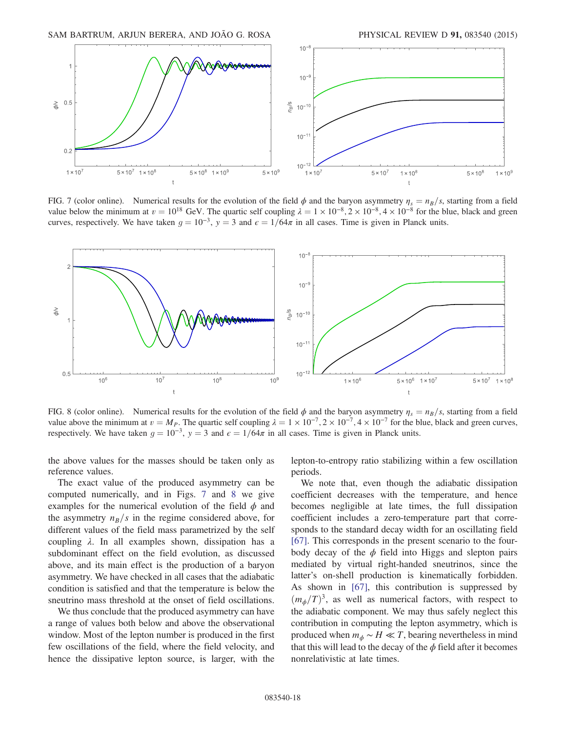FIG. 7 (color online). Numerical results for the evolution of the field $\phi$ and the baryon asymmetry $\eta_s = n_B/s$, starting from a field value below the minimum at $v = 10^{18}$ GeV. The quartic self coupling $\lambda = 1\times10^{-8}, 2\times10^{-8}, 4\times10^{-8}$ for the blue, black and green curves, respectively. We have taken $g = 10^{-3}$, $y = 3$ and $\epsilon = 1/64\pi$ in all cases. Time is given in Planck units.

FIG. 8 (color online). Numerical results for the evolution of the field $\phi$ and the baryon asymmetry $\eta_s = n_B/s$, starting from a field value above the minimum at $v = M_P$. The quartic self coupling $\lambda = 1\times10^{-7}, 2\times10^{-7}, 4\times10^{-7}$ for the blue, black and green curves, respectively. We have taken $g = 10^{-3}$, $y = 3$ and $\epsilon = 1/64\pi$ in all cases. Time is given in Planck units.

the above values for the masses should be taken only as reference values.

The exact value of the produced asymmetry can be computed numerically, and in Figs. 7 and 8 we give examples for the numerical evolution of the field $\phi$ and the asymmetry $n_B/s$ in the regime considered above, for different values of the field mass parametrized by the self coupling $\lambda$. In all examples shown, dissipation has a subdominant effect on the field evolution, as discussed above, and its main effect is the production of a baryon asymmetry. We have checked in all cases that the adiabatic condition is satisfied and that the temperature is below the sneutrino mass threshold at the onset of field oscillations.

We thus conclude that the produced asymmetry can have a range of values both below and above the observational window. Most of the lepton number is produced in the first few oscillations of the field, where the field velocity, and hence the dissipative lepton source, is larger, with the lepton-to-entropy ratio stabilizing within a few oscillation periods.

We note that, even though the adiabatic dissipation coefficient decreases with the temperature, and hence becomes negligible at late times, the full dissipation coefficient includes a zero-temperature part that corresponds to the standard decay width for an oscillating field [67]. This corresponds in the present scenario to the four-body decay of the $\phi$ field into Higgs and slepton pairs mediated by virtual right-handed sneutrinos, since the latter's on-shell production is kinematically forbidden. As shown in [67], this contribution is suppressed by $(m_\phi/T)^3$, as well as numerical factors, with respect to the adiabatic component. We may thus safely neglect this contribution in computing the lepton asymmetry, which is produced when $m_\phi \sim H \ll T$, bearing nevertheless in mind that this will lead to the decay of the $\phi$ field after it becomes nonrelativistic at late times.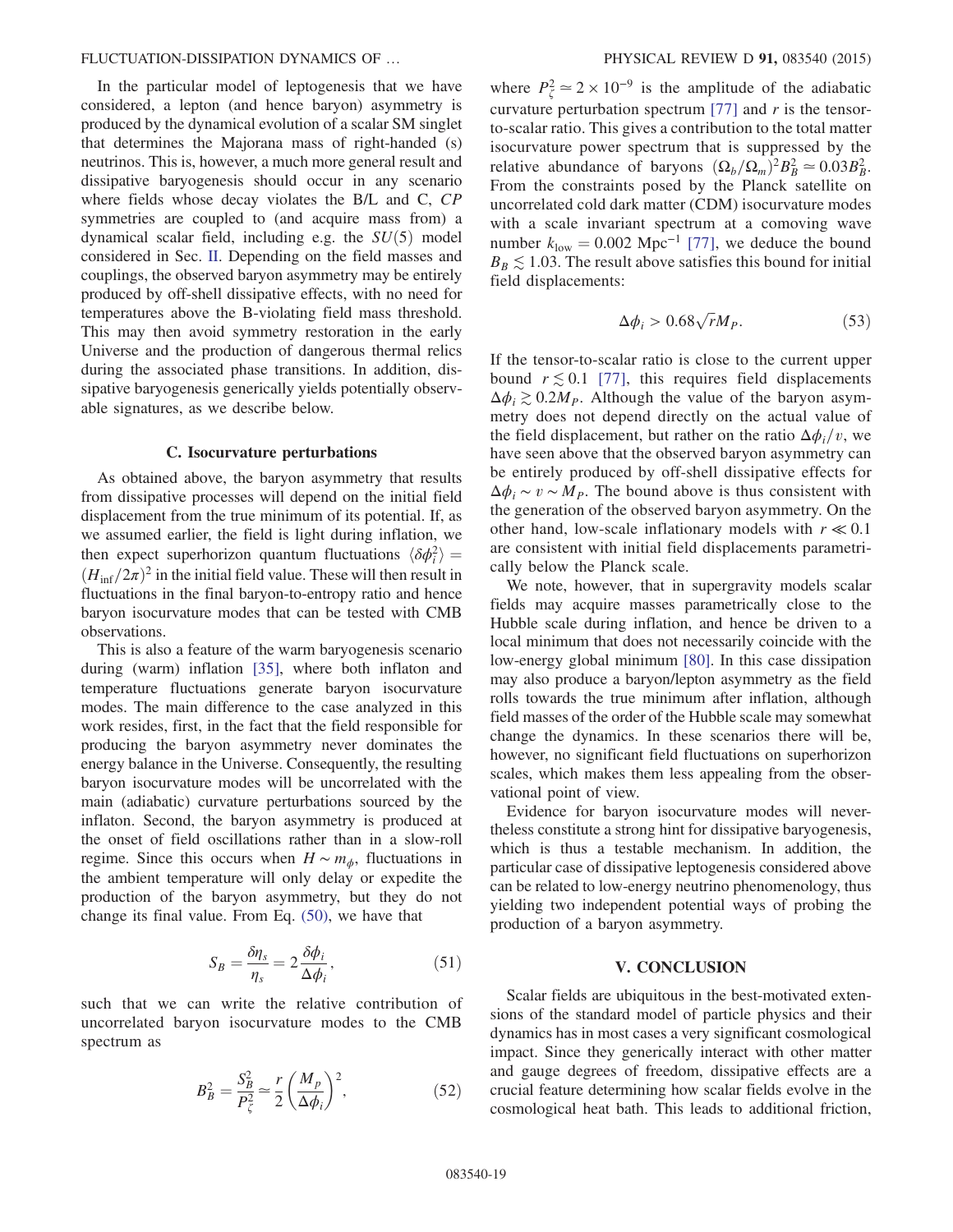In the particular model of leptogenesis that we have considered, a lepton (and hence baryon) asymmetry is produced by the dynamical evolution of a scalar SM singlet that determines the Majorana mass of right-handed (s) neutrinos. This is, however, a much more general result and dissipative baryogenesis should occur in any scenario where fields whose decay violates the B/L and C, $CP$ symmetries are coupled to (and acquire mass from) a dynamical scalar field, including e.g. the $SU(5)$ model considered in Sec. II. Depending on the field masses and couplings, the observed baryon asymmetry may be entirely produced by off-shell dissipative effects, with no need for temperatures above the B-violating field mass threshold. This may then avoid symmetry restoration in the early Universe and the production of dangerous thermal relics during the associated phase transitions. In addition, dissipative baryogenesis generically yields potentially observable signatures, as we describe below.

### C. Isocurvature perturbations

As obtained above, the baryon asymmetry that results from dissipative processes will depend on the initial field displacement from the true minimum of its potential. If, as we assumed earlier, the field is light during inflation, we then expect superhorizon quantum fluctuations $\langle \delta\phi_i^2 \rangle = (H_{\rm inf}/2\pi)^2$ in the initial field value. These will then result in fluctuations in the final baryon-to-entropy ratio and hence baryon isocurvature modes that can be tested with CMB observations.

This is also a feature of the warm baryogenesis scenario during (warm) inflation [35], where both inflaton and temperature fluctuations generate baryon isocurvature modes. The main difference to the case analyzed in this work resides, first, in the fact that the field responsible for producing the baryon asymmetry never dominates the energy balance in the Universe. Consequently, the resulting baryon isocurvature modes will be uncorrelated with the main (adiabatic) curvature perturbations sourced by the inflaton. Second, the baryon asymmetry is produced at the onset of field oscillations rather than in a slow-roll regime. Since this occurs when $H \sim m_\phi$, fluctuations in the ambient temperature will only delay or expedite the production of the baryon asymmetry, but they do not change its final value. From Eq. (50), we have that

$$S_B = \frac{\delta\eta_s}{\eta_s} = 2\frac{\delta\phi_i}{\Delta\phi_i}, \tag{51}$$

such that we can write the relative contribution of uncorrelated baryon isocurvature modes to the CMB spectrum as

$$B_B^2 = \frac{S_B^2}{P_\zeta^2} \simeq \frac{r}{2}\left(\frac{M_p}{\Delta\phi_i}\right)^2, \tag{52}$$

where $P_\zeta^2 \simeq 2\times 10^{-9}$ is the amplitude of the adiabatic curvature perturbation spectrum [77] and $r$ is the tensor-to-scalar ratio. This gives a contribution to the total matter isocurvature power spectrum that is suppressed by the relative abundance of baryons $(\Omega_b/\Omega_m)^2 B_B^2 \simeq 0.03 B_B^2$. From the constraints posed by the Planck satellite on uncorrelated cold dark matter (CDM) isocurvature modes with a scale invariant spectrum at a comoving wave number $k_{\rm low} = 0.002~{\rm Mpc}^{-1}$ [77], we deduce the bound $B_B \lesssim 1.03$. The result above satisfies this bound for initial field displacements:

$$\Delta\phi_i > 0.68\sqrt{r} M_P. \tag{53}$$

If the tensor-to-scalar ratio is close to the current upper bound $r \lesssim 0.1$ [77], this requires field displacements $\Delta\phi_i \gtrsim 0.2 M_P$. Although the value of the baryon asymmetry does not depend directly on the actual value of the field displacement, but rather on the ratio $\Delta\phi_i/v$, we have seen above that the observed baryon asymmetry can be entirely produced by off-shell dissipative effects for $\Delta\phi_i \sim v \sim M_P$. The bound above is thus consistent with the generation of the observed baryon asymmetry. On the other hand, low-scale inflationary models with $r \ll 0.1$ are consistent with initial field displacements parametrically below the Planck scale.

We note, however, that in supergravity models scalar fields may acquire masses parametrically close to the Hubble scale during inflation, and hence be driven to a local minimum that does not necessarily coincide with the low-energy global minimum [80]. In this case dissipation may also produce a baryon/lepton asymmetry as the field rolls towards the true minimum after inflation, although field masses of the order of the Hubble scale may somewhat change the dynamics. In these scenarios there will be, however, no significant field fluctuations on superhorizon scales, which makes them less appealing from the observational point of view.

Evidence for baryon isocurvature modes will nevertheless constitute a strong hint for dissipative baryogenesis, which is thus a testable mechanism. In addition, the particular case of dissipative leptogenesis considered above can be related to low-energy neutrino phenomenology, thus yielding two independent potential ways of probing the production of a baryon asymmetry.

## V. CONCLUSION

Scalar fields are ubiquitous in the best-motivated extensions of the standard model of particle physics and their dynamics has in most cases a very significant cosmological impact. Since they generically interact with other matter and gauge degrees of freedom, dissipative effects are a crucial feature determining how scalar fields evolve in the cosmological heat bath. This leads to additional friction,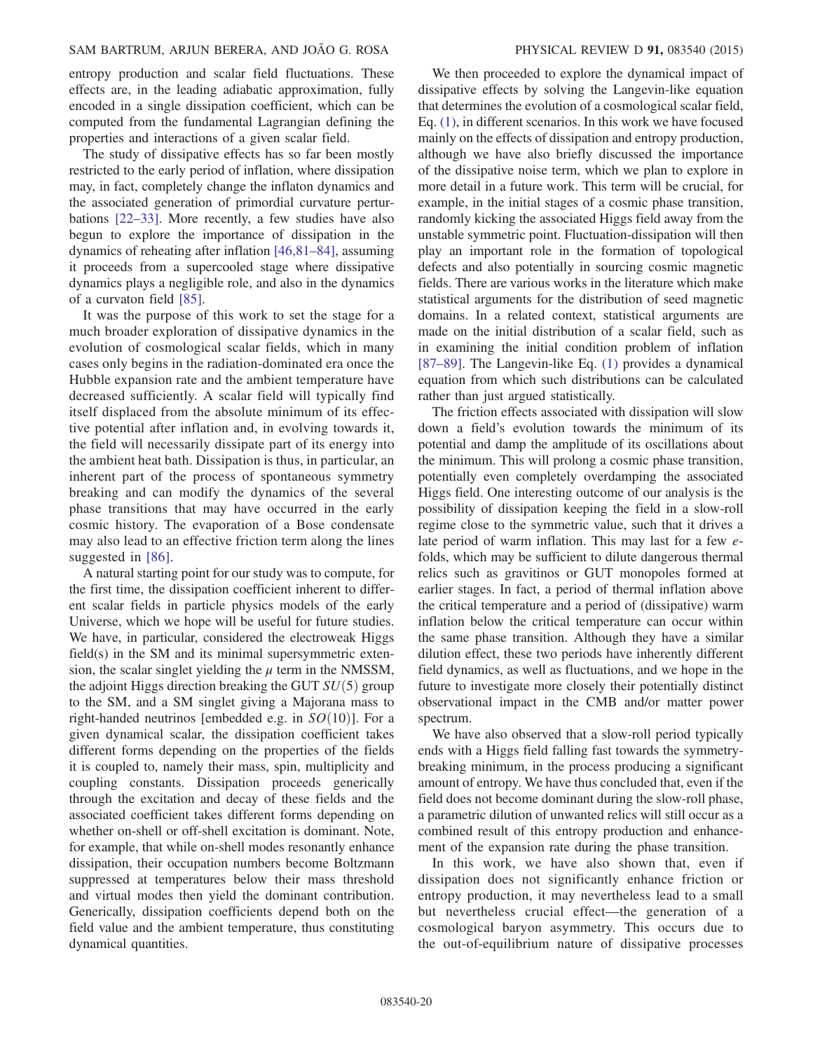entropy production and scalar field fluctuations. These effects are, in the leading adiabatic approximation, fully encoded in a single dissipation coefficient, which can be computed from the fundamental Lagrangian defining the properties and interactions of a given scalar field.

The study of dissipative effects has so far been mostly restricted to the early period of inflation, where dissipation may, in fact, completely change the inflaton dynamics and the associated generation of primordial curvature perturbations [22–33]. More recently, a few studies have also begun to explore the importance of dissipation in the dynamics of reheating after inflation [46,81–84], assuming it proceeds from a supercooled stage where dissipative dynamics plays a negligible role, and also in the dynamics of a curvaton field [85].

It was the purpose of this work to set the stage for a much broader exploration of dissipative dynamics in the evolution of cosmological scalar fields, which in many cases only begins in the radiation-dominated era once the Hubble expansion rate and the ambient temperature have decreased sufficiently. A scalar field will typically find itself displaced from the absolute minimum of its effective potential after inflation and, in evolving towards it, the field will necessarily dissipate part of its energy into the ambient heat bath. Dissipation is thus, in particular, an inherent part of the process of spontaneous symmetry breaking and can modify the dynamics of the several phase transitions that may have occurred in the early cosmic history. The evaporation of a Bose condensate may also lead to an effective friction term along the lines suggested in [86].

A natural starting point for our study was to compute, for the first time, the dissipation coefficient inherent to different scalar fields in particle physics models of the early Universe, which we hope will be useful for future studies. We have, in particular, considered the electroweak Higgs field(s) in the SM and its minimal supersymmetric extension, the scalar singlet yielding the $\mu$ term in the NMSSM, the adjoint Higgs direction breaking the GUT $SU(5)$ group to the SM, and a SM singlet giving a Majorana mass to right-handed neutrinos [embedded e.g. in $SO(10)$]. For a given dynamical scalar, the dissipation coefficient takes different forms depending on the properties of the fields it is coupled to, namely their mass, spin, multiplicity and coupling constants. Dissipation proceeds generically through the excitation and decay of these fields and the associated coefficient takes different forms depending on whether on-shell or off-shell excitation is dominant. Note, for example, that while on-shell modes resonantly enhance dissipation, their occupation numbers become Boltzmann suppressed at temperatures below their mass threshold and virtual modes then yield the dominant contribution. Generically, dissipation coefficients depend both on the field value and the ambient temperature, thus constituting dynamical quantities.

We then proceeded to explore the dynamical impact of dissipative effects by solving the Langevin-like equation that determines the evolution of a cosmological scalar field, Eq. (1), in different scenarios. In this work we have focused mainly on the effects of dissipation and entropy production, although we have also briefly discussed the importance of the dissipative noise term, which we plan to explore in more detail in a future work. This term will be crucial, for example, in the initial stages of a cosmic phase transition, randomly kicking the associated Higgs field away from the unstable symmetric point. Fluctuation-dissipation will then play an important role in the formation of topological defects and also potentially in sourcing cosmic magnetic fields. There are various works in the literature which make statistical arguments for the distribution of seed magnetic domains. In a related context, statistical arguments are made on the initial distribution of a scalar field, such as in examining the initial condition problem of inflation [87–89]. The Langevin-like Eq. (1) provides a dynamical equation from which such distributions can be calculated rather than just argued statistically.

The friction effects associated with dissipation will slow down a field's evolution towards the minimum of its potential and damp the amplitude of its oscillations about the minimum. This will prolong a cosmic phase transition, potentially even completely overdamping the associated Higgs field. One interesting outcome of our analysis is the possibility of dissipation keeping the field in a slow-roll regime close to the symmetric value, such that it drives a late period of warm inflation. This may last for a few $e$-folds, which may be sufficient to dilute dangerous thermal relics such as gravitinos or GUT monopoles formed at earlier stages. In fact, a period of thermal inflation above the critical temperature and a period of (dissipative) warm inflation below the critical temperature can occur within the same phase transition. Although they have a similar dilution effect, these two periods have inherently different field dynamics, as well as fluctuations, and we hope in the future to investigate more closely their potentially distinct observational impact in the CMB and/or matter power spectrum.

We have also observed that a slow-roll period typically ends with a Higgs field falling fast towards the symmetry-breaking minimum, in the process producing a significant amount of entropy. We have thus concluded that, even if the field does not become dominant during the slow-roll phase, a parametric dilution of unwanted relics will still occur as a combined result of this entropy production and enhancement of the expansion rate during the phase transition.

In this work, we have also shown that, even if dissipation does not significantly enhance friction or entropy production, it may nevertheless lead to a small but nevertheless crucial effect—the generation of a cosmological baryon asymmetry. This occurs due to the out-of-equilibrium nature of dissipative processes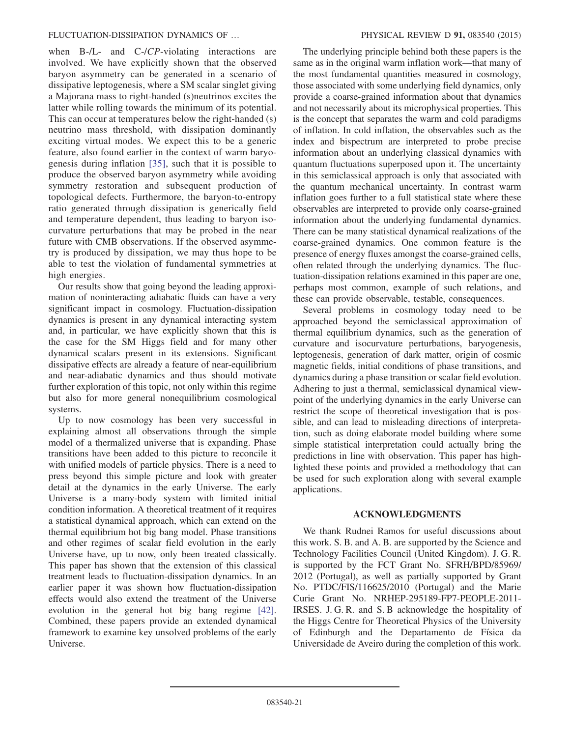when B-/L- and C-/*CP*-violating interactions are involved. We have explicitly shown that the observed baryon asymmetry can be generated in a scenario of dissipative leptogenesis, where a SM scalar singlet giving a Majorana mass to right-handed (s)neutrinos excites the latter while rolling towards the minimum of its potential. This can occur at temperatures below the right-handed (s) neutrino mass threshold, with dissipation dominantly exciting virtual modes. We expect this to be a generic feature, also found earlier in the context of warm baryogenesis during inflation [35], such that it is possible to produce the observed baryon asymmetry while avoiding symmetry restoration and subsequent production of topological defects. Furthermore, the baryon-to-entropy ratio generated through dissipation is generically field and temperature dependent, thus leading to baryon isocurvature perturbations that may be probed in the near future with CMB observations. If the observed asymmetry is produced by dissipation, we may thus hope to be able to test the violation of fundamental symmetries at high energies.

Our results show that going beyond the leading approximation of noninteracting adiabatic fluids can have a very significant impact in cosmology. Fluctuation-dissipation dynamics is present in any dynamical interacting system and, in particular, we have explicitly shown that this is the case for the SM Higgs field and for many other dynamical scalars present in its extensions. Significant dissipative effects are already a feature of near-equilibrium and near-adiabatic dynamics and thus should motivate further exploration of this topic, not only within this regime but also for more general nonequilibrium cosmological systems.

Up to now cosmology has been very successful in explaining almost all observations through the simple model of a thermalized universe that is expanding. Phase transitions have been added to this picture to reconcile it with unified models of particle physics. There is a need to press beyond this simple picture and look with greater detail at the dynamics in the early Universe. The early Universe is a many-body system with limited initial condition information. A theoretical treatment of it requires a statistical dynamical approach, which can extend on the thermal equilibrium hot big bang model. Phase transitions and other regimes of scalar field evolution in the early Universe have, up to now, only been treated classically. This paper has shown that the extension of this classical treatment leads to fluctuation-dissipation dynamics. In an earlier paper it was shown how fluctuation-dissipation effects would also extend the treatment of the Universe evolution in the general hot big bang regime [42]. Combined, these papers provide an extended dynamical framework to examine key unsolved problems of the early Universe.

The underlying principle behind both these papers is the same as in the original warm inflation work—that many of the most fundamental quantities measured in cosmology, those associated with some underlying field dynamics, only provide a coarse-grained information about that dynamics and not necessarily about its microphysical properties. This is the concept that separates the warm and cold paradigms of inflation. In cold inflation, the observables such as the index and bispectrum are interpreted to probe precise information about an underlying classical dynamics with quantum fluctuations superposed upon it. The uncertainty in this semiclassical approach is only that associated with the quantum mechanical uncertainty. In contrast warm inflation goes further to a full statistical state where these observables are interpreted to provide only coarse-grained information about the underlying fundamental dynamics. There can be many statistical dynamical realizations of the coarse-grained dynamics. One common feature is the presence of energy fluxes amongst the coarse-grained cells, often related through the underlying dynamics. The fluctuation-dissipation relations examined in this paper are one, perhaps most common, example of such relations, and these can provide observable, testable, consequences.

Several problems in cosmology today need to be approached beyond the semiclassical approximation of thermal equilibrium dynamics, such as the generation of curvature and isocurvature perturbations, baryogenesis, leptogenesis, generation of dark matter, origin of cosmic magnetic fields, initial conditions of phase transitions, and dynamics during a phase transition or scalar field evolution. Adhering to just a thermal, semiclassical dynamical viewpoint of the underlying dynamics in the early Universe can restrict the scope of theoretical investigation that is possible, and can lead to misleading directions of interpretation, such as doing elaborate model building where some simple statistical interpretation could actually bring the predictions in line with observation. This paper has highlighted these points and provided a methodology that can be used for such exploration along with several example applications.

## ACKNOWLEDGMENTS

We thank Rudnei Ramos for useful discussions about this work. S. B. and A. B. are supported by the Science and Technology Facilities Council (United Kingdom). J. G. R. is supported by the FCT Grant No. SFRH/BPD/85969/2012 (Portugal), as well as partially supported by Grant No. PTDC/FIS/116625/2010 (Portugal) and the Marie Curie Grant No. NRHEP-295189-FP7-PEOPLE-2011-IRSES. J. G. R. and S. B acknowledge the hospitality of the Higgs Centre for Theoretical Physics of the University of Edinburgh and the Departamento de Física da Universidade de Aveiro during the completion of this work.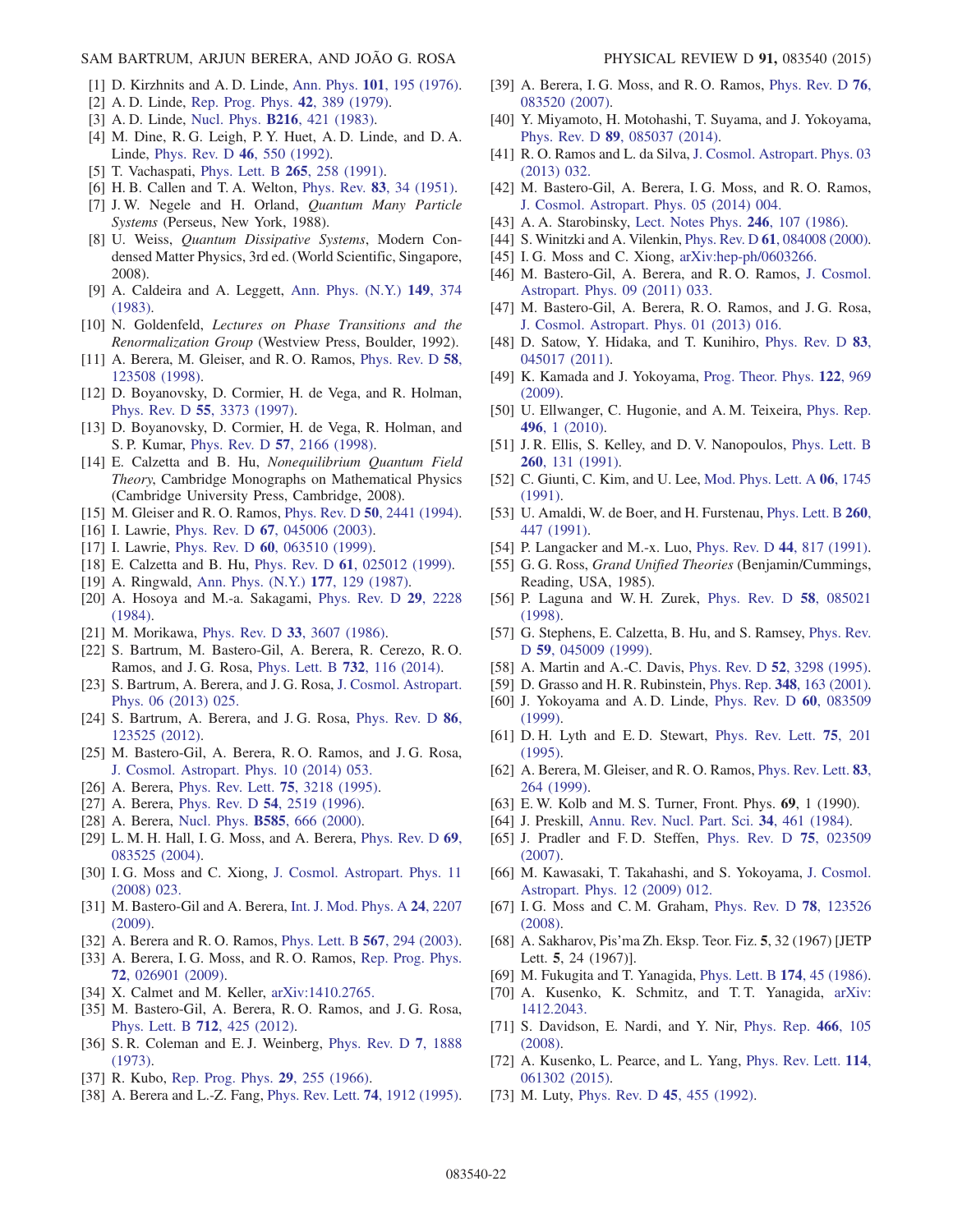[1] D. Kirzhnits and A. D. Linde, Ann. Phys. **101**, 195 (1976).

[2] A. D. Linde, Rep. Prog. Phys. **42**, 389 (1979).

[3] A. D. Linde, Nucl. Phys. **B216**, 421 (1983).

[4] M. Dine, R. G. Leigh, P. Y. Huet, A. D. Linde, and D. A. Linde, Phys. Rev. D **46**, 550 (1992).

[5] T. Vachaspati, Phys. Lett. B **265**, 258 (1991).

[6] H. B. Callen and T. A. Welton, Phys. Rev. **83**, 34 (1951).

[7] J. W. Negele and H. Orland, *Quantum Many Particle Systems* (Perseus, New York, 1988).

[8] U. Weiss, *Quantum Dissipative Systems*, Modern Condensed Matter Physics, 3rd ed. (World Scientific, Singapore, 2008).

[9] A. Caldeira and A. Leggett, Ann. Phys. (N.Y.) **149**, 374 (1983).

[10] N. Goldenfeld, *Lectures on Phase Transitions and the Renormalization Group* (Westview Press, Boulder, 1992).

[11] A. Berera, M. Gleiser, and R. O. Ramos, Phys. Rev. D **58**, 123508 (1998).

[12] D. Boyanovsky, D. Cormier, H. de Vega, and R. Holman, Phys. Rev. D **55**, 3373 (1997).

[13] D. Boyanovsky, D. Cormier, H. de Vega, R. Holman, and S. P. Kumar, Phys. Rev. D **57**, 2166 (1998).

[14] E. Calzetta and B. Hu, *Nonequilibrium Quantum Field Theory*, Cambridge Monographs on Mathematical Physics (Cambridge University Press, Cambridge, 2008).

[15] M. Gleiser and R. O. Ramos, Phys. Rev. D **50**, 2441 (1994).

[16] I. Lawrie, Phys. Rev. D **67**, 045006 (2003).

[17] I. Lawrie, Phys. Rev. D **60**, 063510 (1999).

[18] E. Calzetta and B. Hu, Phys. Rev. D **61**, 025012 (1999).

[19] A. Ringwald, Ann. Phys. (N.Y.) **177**, 129 (1987).

[20] A. Hosoya and M.-a. Sakagami, Phys. Rev. D **29**, 2228 (1984).

[21] M. Morikawa, Phys. Rev. D **33**, 3607 (1986).

[22] S. Bartrum, M. Bastero-Gil, A. Berera, R. Cerezo, R. O. Ramos, and J. G. Rosa, Phys. Lett. B **732**, 116 (2014).

[23] S. Bartrum, A. Berera, and J. G. Rosa, J. Cosmol. Astropart. Phys. 06 (2013) 025.

[24] S. Bartrum, A. Berera, and J. G. Rosa, Phys. Rev. D **86**, 123525 (2012).

[25] M. Bastero-Gil, A. Berera, R. O. Ramos, and J. G. Rosa, J. Cosmol. Astropart. Phys. 10 (2014) 053.

[26] A. Berera, Phys. Rev. Lett. **75**, 3218 (1995).

[27] A. Berera, Phys. Rev. D **54**, 2519 (1996).

[28] A. Berera, Nucl. Phys. **B585**, 666 (2000).

[29] L. M. H. Hall, I. G. Moss, and A. Berera, Phys. Rev. D **69**, 083525 (2004).

[30] I. G. Moss and C. Xiong, J. Cosmol. Astropart. Phys. 11 (2008) 023.

[31] M. Bastero-Gil and A. Berera, Int. J. Mod. Phys. A **24**, 2207 (2009).

[32] A. Berera and R. O. Ramos, Phys. Lett. B **567**, 294 (2003).

[33] A. Berera, I. G. Moss, and R. O. Ramos, Rep. Prog. Phys. **72**, 026901 (2009).

[34] X. Calmet and M. Keller, arXiv:1410.2765.

[35] M. Bastero-Gil, A. Berera, R. O. Ramos, and J. G. Rosa, Phys. Lett. B **712**, 425 (2012).

[36] S. R. Coleman and E. J. Weinberg, Phys. Rev. D **7**, 1888 (1973).

[37] R. Kubo, Rep. Prog. Phys. **29**, 255 (1966).

[38] A. Berera and L.-Z. Fang, Phys. Rev. Lett. **74**, 1912 (1995).

[39] A. Berera, I. G. Moss, and R. O. Ramos, Phys. Rev. D **76**, 083520 (2007).

[40] Y. Miyamoto, H. Motohashi, T. Suyama, and J. Yokoyama, Phys. Rev. D **89**, 085037 (2014).

[41] R. O. Ramos and L. da Silva, J. Cosmol. Astropart. Phys. 03 (2013) 032.

[42] M. Bastero-Gil, A. Berera, I. G. Moss, and R. O. Ramos, J. Cosmol. Astropart. Phys. 05 (2014) 004.

[43] A. A. Starobinsky, Lect. Notes Phys. **246**, 107 (1986).

[44] S. Winitzki and A. Vilenkin, Phys. Rev. D **61**, 084008 (2000).

[45] I. G. Moss and C. Xiong, arXiv:hep-ph/0603266.

[46] M. Bastero-Gil, A. Berera, and R. O. Ramos, J. Cosmol. Astropart. Phys. 09 (2011) 033.

[47] M. Bastero-Gil, A. Berera, R. O. Ramos, and J. G. Rosa, J. Cosmol. Astropart. Phys. 01 (2013) 016.

[48] D. Satow, Y. Hidaka, and T. Kunihiro, Phys. Rev. D **83**, 045017 (2011).

[49] K. Kamada and J. Yokoyama, Prog. Theor. Phys. **122**, 969 (2009).

[50] U. Ellwanger, C. Hugonie, and A. M. Teixeira, Phys. Rep. **496**, 1 (2010).

[51] J. R. Ellis, S. Kelley, and D. V. Nanopoulos, Phys. Lett. B **260**, 131 (1991).

[52] C. Giunti, C. Kim, and U. Lee, Mod. Phys. Lett. A **06**, 1745 (1991).

[53] U. Amaldi, W. de Boer, and H. Furstenau, Phys. Lett. B **260**, 447 (1991).

[54] P. Langacker and M.-x. Luo, Phys. Rev. D **44**, 817 (1991).

[55] G. G. Ross, *Grand Unified Theories* (Benjamin/Cummings, Reading, USA, 1985).

[56] P. Laguna and W. H. Zurek, Phys. Rev. D **58**, 085021 (1998).

[57] G. Stephens, E. Calzetta, B. Hu, and S. Ramsey, Phys. Rev. D **59**, 045009 (1999).

[58] A. Martin and A.-C. Davis, Phys. Rev. D **52**, 3298 (1995).

[59] D. Grasso and H. R. Rubinstein, Phys. Rep. **348**, 163 (2001).

[60] J. Yokoyama and A. D. Linde, Phys. Rev. D **60**, 083509 (1999).

[61] D. H. Lyth and E. D. Stewart, Phys. Rev. Lett. **75**, 201 (1995).

[62] A. Berera, M. Gleiser, and R. O. Ramos, Phys. Rev. Lett. **83**, 264 (1999).

[63] E. W. Kolb and M. S. Turner, Front. Phys. **69**, 1 (1990).

[64] J. Preskill, Annu. Rev. Nucl. Part. Sci. **34**, 461 (1984).

[65] J. Pradler and F. D. Steffen, Phys. Rev. D **75**, 023509 (2007).

[66] M. Kawasaki, T. Takahashi, and S. Yokoyama, J. Cosmol. Astropart. Phys. 12 (2009) 012.

[67] I. G. Moss and C. M. Graham, Phys. Rev. D **78**, 123526 (2008).

[68] A. Sakharov, Pis'ma Zh. Eksp. Teor. Fiz. **5**, 32 (1967) [JETP Lett. **5**, 24 (1967)].

[69] M. Fukugita and T. Yanagida, Phys. Lett. B **174**, 45 (1986).

[70] A. Kusenko, K. Schmitz, and T. T. Yanagida, arXiv:1412.2043.

[71] S. Davidson, E. Nardi, and Y. Nir, Phys. Rep. **466**, 105 (2008).

[72] A. Kusenko, L. Pearce, and L. Yang, Phys. Rev. Lett. **114**, 061302 (2015).

[73] M. Luty, Phys. Rev. D **45**, 455 (1992).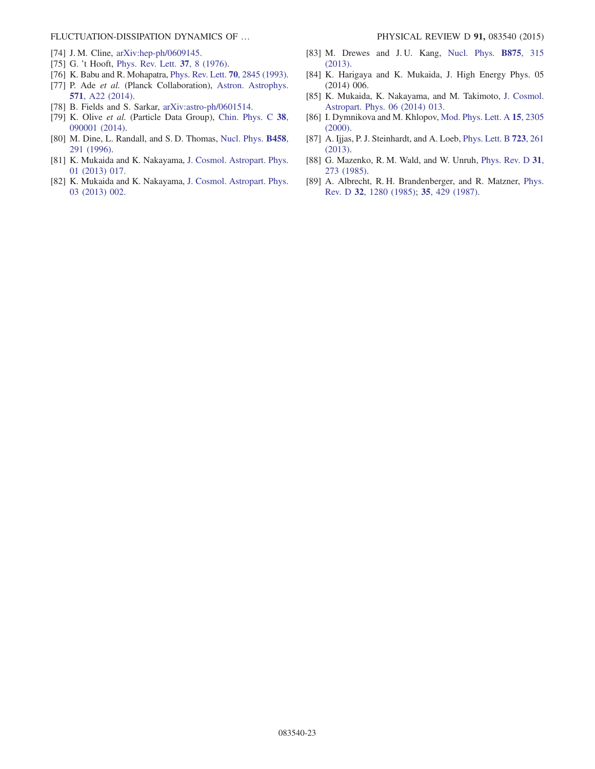[74] J. M. Cline, arXiv:hep-ph/0609145.

[75] G. 't Hooft, Phys. Rev. Lett. **37**, 8 (1976).

[76] K. Babu and R. Mohapatra, Phys. Rev. Lett. **70**, 2845 (1993).

[77] P. Ade *et al.* (Planck Collaboration), Astron. Astrophys. **571**, A22 (2014).

[78] B. Fields and S. Sarkar, arXiv:astro-ph/0601514.

[79] K. Olive *et al.* (Particle Data Group), Chin. Phys. C **38**, 090001 (2014).

[80] M. Dine, L. Randall, and S. D. Thomas, Nucl. Phys. **B458**, 291 (1996).

[81] K. Mukaida and K. Nakayama, J. Cosmol. Astropart. Phys. 01 (2013) 017.

[82] K. Mukaida and K. Nakayama, J. Cosmol. Astropart. Phys. 03 (2013) 002.

[83] M. Drewes and J. U. Kang, Nucl. Phys. **B875**, 315 (2013).

[84] K. Harigaya and K. Mukaida, J. High Energy Phys. 05 (2014) 006.

[85] K. Mukaida, K. Nakayama, and M. Takimoto, J. Cosmol. Astropart. Phys. 06 (2014) 013.

[86] I. Dymnikova and M. Khlopov, Mod. Phys. Lett. A **15**, 2305 (2000).

[87] A. Ijjas, P. J. Steinhardt, and A. Loeb, Phys. Lett. B **723**, 261 (2013).

[88] G. Mazenko, R. M. Wald, and W. Unruh, Phys. Rev. D **31**, 273 (1985).

[89] A. Albrecht, R. H. Brandenberger, and R. Matzner, Phys. Rev. D **32**, 1280 (1985); **35**, 429 (1987).